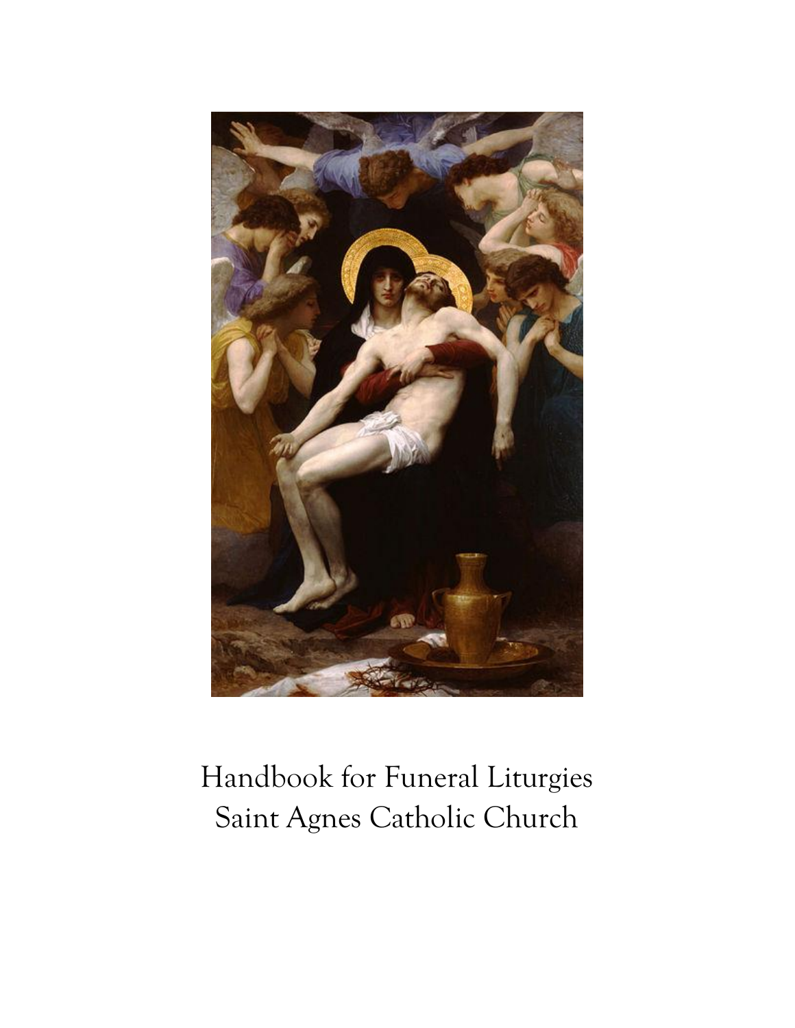# Handbook for Funeral Liturgies
# Saint Agnes Catholic Church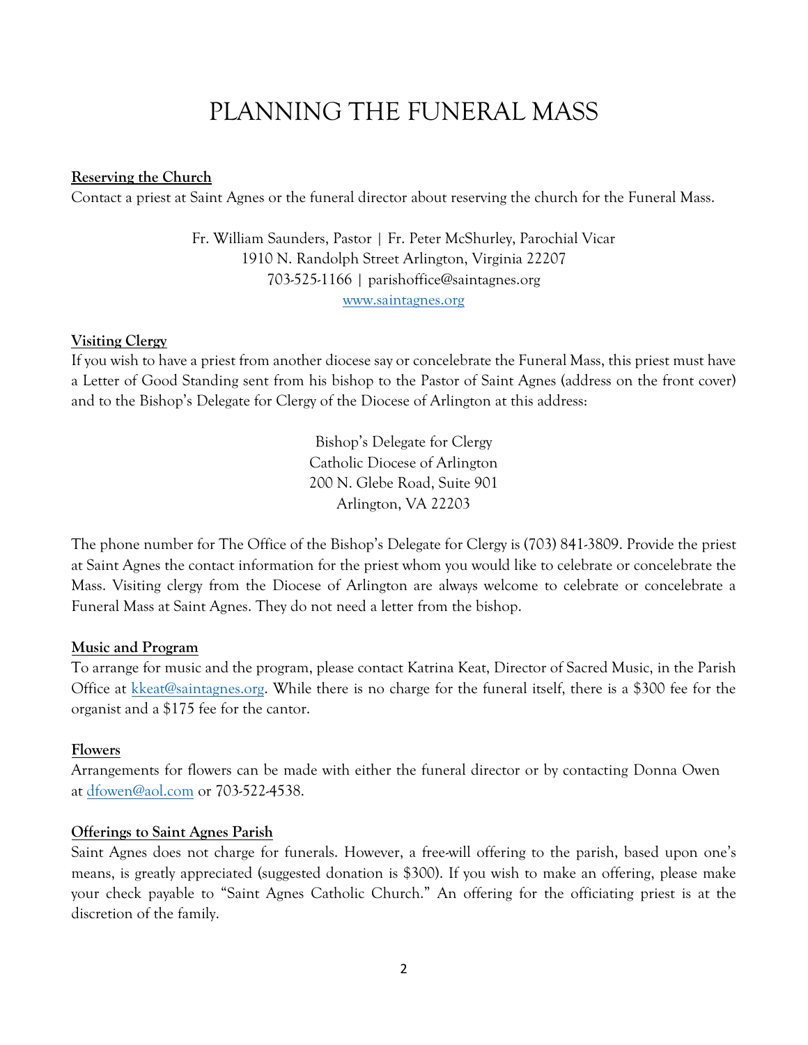# PLANNING THE FUNERAL MASS

**Reserving the Church**

Contact a priest at Saint Agnes or the funeral director about reserving the church for the Funeral Mass.

Fr. William Saunders, Pastor | Fr. Peter McShurley, Parochial Vicar
1910 N. Randolph Street Arlington, Virginia 22207
703-525-1166 | parishoffice@saintagnes.org
www.saintagnes.org

**Visiting Clergy**

If you wish to have a priest from another diocese say or concelebrate the Funeral Mass, this priest must have a Letter of Good Standing sent from his bishop to the Pastor of Saint Agnes (address on the front cover) and to the Bishop's Delegate for Clergy of the Diocese of Arlington at this address:

Bishop's Delegate for Clergy
Catholic Diocese of Arlington
200 N. Glebe Road, Suite 901
Arlington, VA 22203

The phone number for The Office of the Bishop's Delegate for Clergy is (703) 841-3809. Provide the priest at Saint Agnes the contact information for the priest whom you would like to celebrate or concelebrate the Mass. Visiting clergy from the Diocese of Arlington are always welcome to celebrate or concelebrate a Funeral Mass at Saint Agnes. They do not need a letter from the bishop.

**Music and Program**

To arrange for music and the program, please contact Katrina Keat, Director of Sacred Music, in the Parish Office at kkeat@saintagnes.org. While there is no charge for the funeral itself, there is a $300 fee for the organist and a $175 fee for the cantor.

**Flowers**

Arrangements for flowers can be made with either the funeral director or by contacting Donna Owen at dfowen@aol.com or 703-522-4538.

**Offerings to Saint Agnes Parish**

Saint Agnes does not charge for funerals. However, a free-will offering to the parish, based upon one's means, is greatly appreciated (suggested donation is $300). If you wish to make an offering, please make your check payable to "Saint Agnes Catholic Church." An offering for the officiating priest is at the discretion of the family.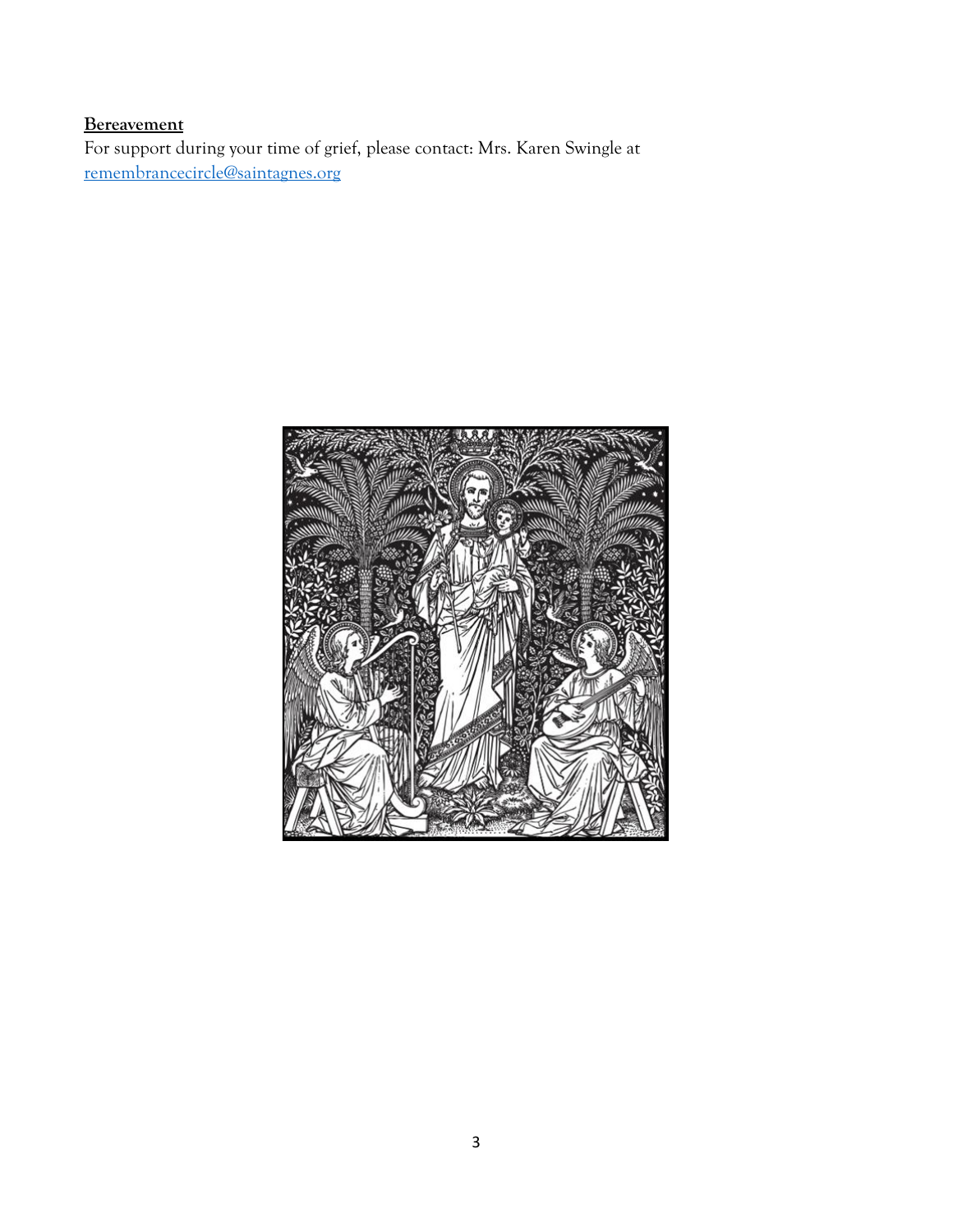**Bereavement**

For support during your time of grief, please contact: Mrs. Karen Swingle at remembrancecircle@saintagnes.org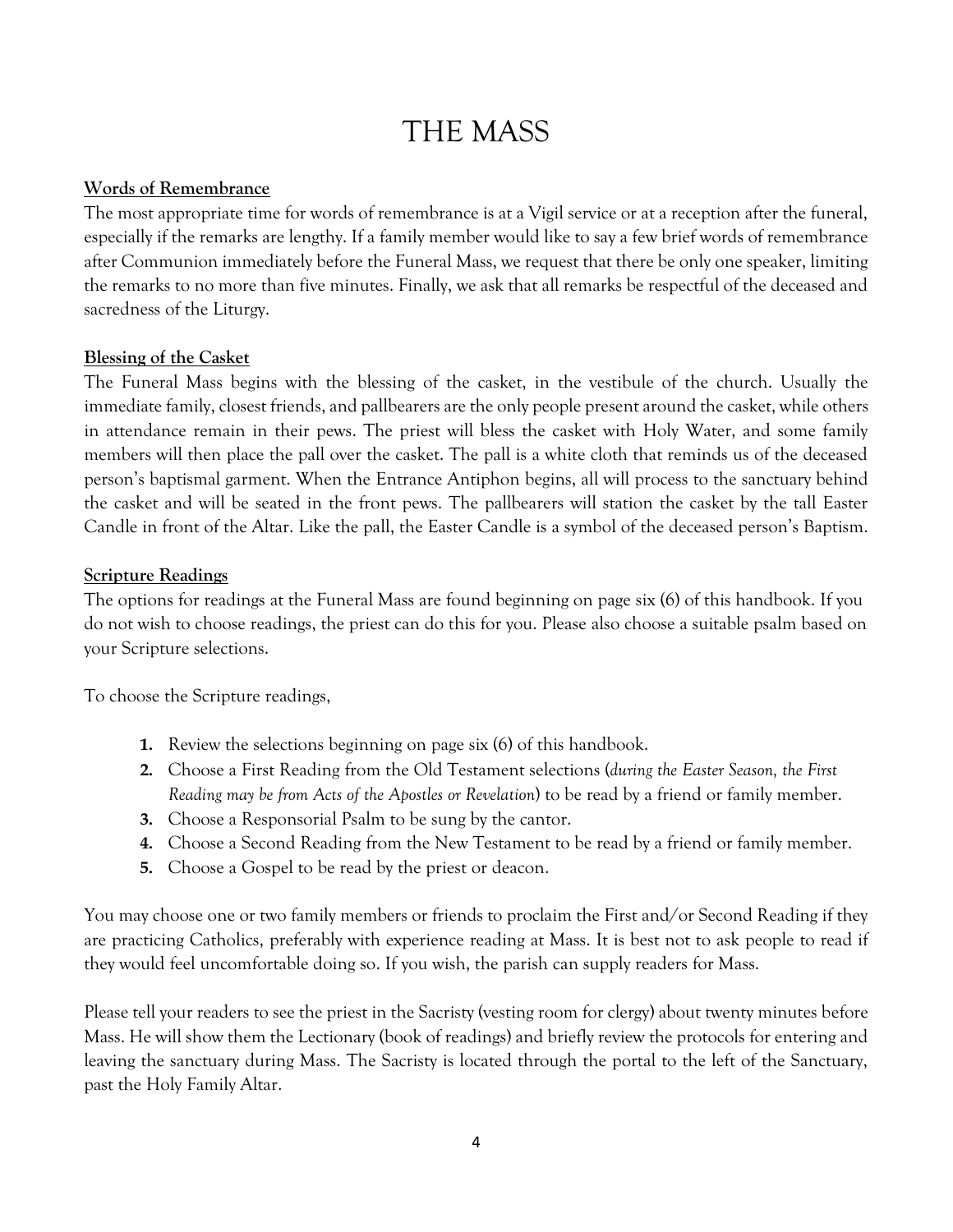# THE MASS

**Words of Remembrance**

The most appropriate time for words of remembrance is at a Vigil service or at a reception after the funeral, especially if the remarks are lengthy. If a family member would like to say a few brief words of remembrance after Communion immediately before the Funeral Mass, we request that there be only one speaker, limiting the remarks to no more than five minutes. Finally, we ask that all remarks be respectful of the deceased and sacredness of the Liturgy.

**Blessing of the Casket**

The Funeral Mass begins with the blessing of the casket, in the vestibule of the church. Usually the immediate family, closest friends, and pallbearers are the only people present around the casket, while others in attendance remain in their pews. The priest will bless the casket with Holy Water, and some family members will then place the pall over the casket. The pall is a white cloth that reminds us of the deceased person's baptismal garment. When the Entrance Antiphon begins, all will process to the sanctuary behind the casket and will be seated in the front pews. The pallbearers will station the casket by the tall Easter Candle in front of the Altar. Like the pall, the Easter Candle is a symbol of the deceased person's Baptism.

**Scripture Readings**

The options for readings at the Funeral Mass are found beginning on page six (6) of this handbook. If you do not wish to choose readings, the priest can do this for you. Please also choose a suitable psalm based on your Scripture selections.

To choose the Scripture readings,

1. Review the selections beginning on page six (6) of this handbook.
2. Choose a First Reading from the Old Testament selections (*during the Easter Season, the First Reading may be from Acts of the Apostles or Revelation*) to be read by a friend or family member.
3. Choose a Responsorial Psalm to be sung by the cantor.
4. Choose a Second Reading from the New Testament to be read by a friend or family member.
5. Choose a Gospel to be read by the priest or deacon.

You may choose one or two family members or friends to proclaim the First and/or Second Reading if they are practicing Catholics, preferably with experience reading at Mass. It is best not to ask people to read if they would feel uncomfortable doing so. If you wish, the parish can supply readers for Mass.

Please tell your readers to see the priest in the Sacristy (vesting room for clergy) about twenty minutes before Mass. He will show them the Lectionary (book of readings) and briefly review the protocols for entering and leaving the sanctuary during Mass. The Sacristy is located through the portal to the left of the Sanctuary, past the Holy Family Altar.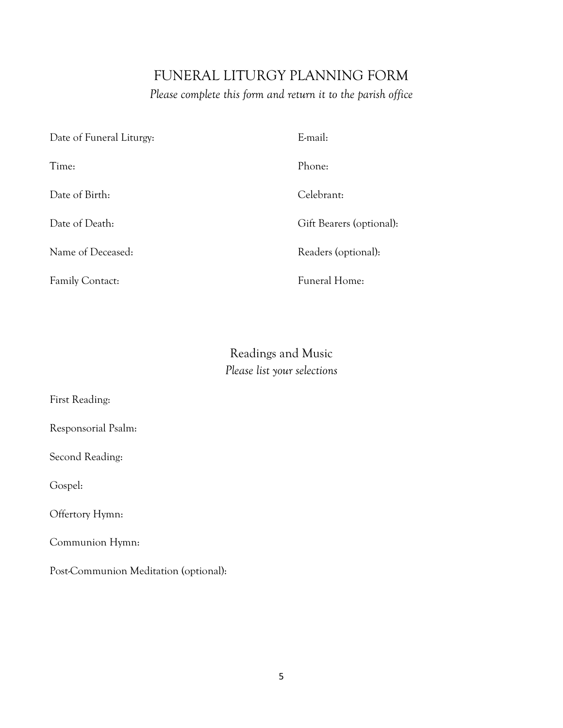# FUNERAL LITURGY PLANNING FORM

*Please complete this form and return it to the parish office*

Date of Funeral Liturgy:

Time:

Date of Birth:

Date of Death:

Name of Deceased:

Family Contact:

E-mail:

Phone:

Celebrant:

Gift Bearers (optional):

Readers (optional):

Funeral Home:

## Readings and Music

*Please list your selections*

First Reading:

Responsorial Psalm:

Second Reading:

Gospel:

Offertory Hymn:

Communion Hymn:

Post-Communion Meditation (optional):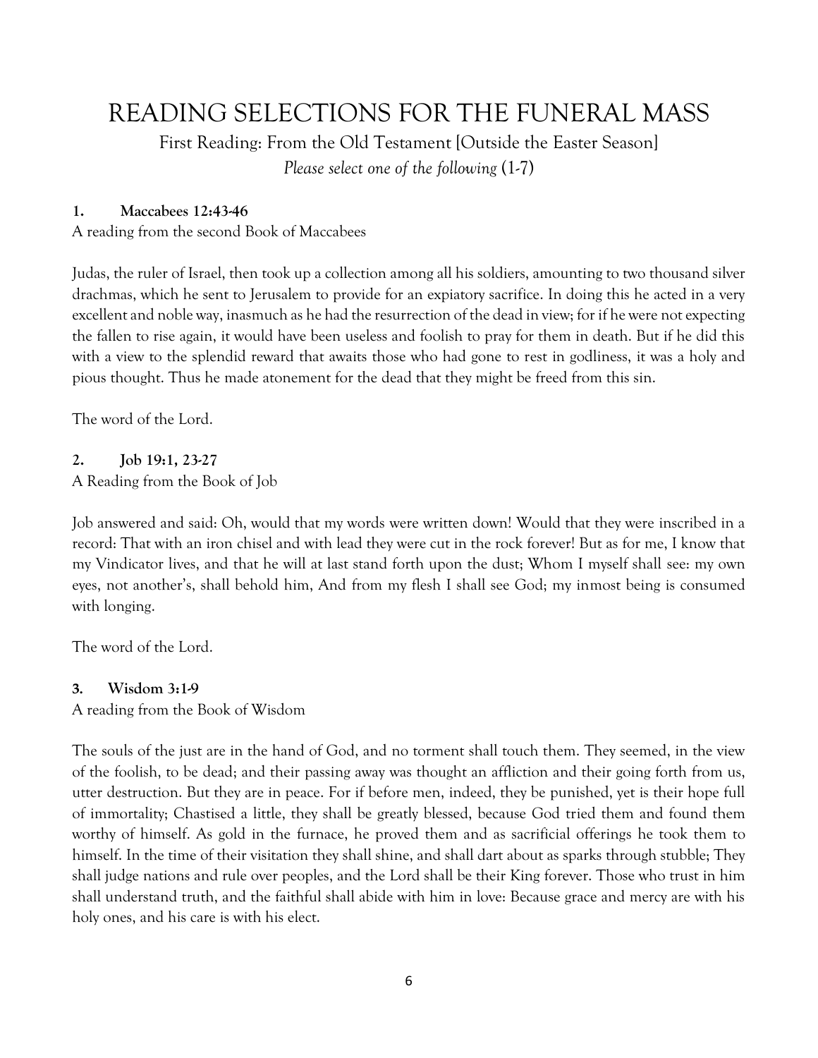# READING SELECTIONS FOR THE FUNERAL MASS

First Reading: From the Old Testament [Outside the Easter Season]

*Please select one of the following* (1-7)

**1. Maccabees 12:43-46**

A reading from the second Book of Maccabees

Judas, the ruler of Israel, then took up a collection among all his soldiers, amounting to two thousand silver drachmas, which he sent to Jerusalem to provide for an expiatory sacrifice. In doing this he acted in a very excellent and noble way, inasmuch as he had the resurrection of the dead in view; for if he were not expecting the fallen to rise again, it would have been useless and foolish to pray for them in death. But if he did this with a view to the splendid reward that awaits those who had gone to rest in godliness, it was a holy and pious thought. Thus he made atonement for the dead that they might be freed from this sin.

The word of the Lord.

**2. Job 19:1, 23-27**

A Reading from the Book of Job

Job answered and said: Oh, would that my words were written down! Would that they were inscribed in a record: That with an iron chisel and with lead they were cut in the rock forever! But as for me, I know that my Vindicator lives, and that he will at last stand forth upon the dust; Whom I myself shall see: my own eyes, not another's, shall behold him, And from my flesh I shall see God; my inmost being is consumed with longing.

The word of the Lord.

**3. Wisdom 3:1-9**

A reading from the Book of Wisdom

The souls of the just are in the hand of God, and no torment shall touch them. They seemed, in the view of the foolish, to be dead; and their passing away was thought an affliction and their going forth from us, utter destruction. But they are in peace. For if before men, indeed, they be punished, yet is their hope full of immortality; Chastised a little, they shall be greatly blessed, because God tried them and found them worthy of himself. As gold in the furnace, he proved them and as sacrificial offerings he took them to himself. In the time of their visitation they shall shine, and shall dart about as sparks through stubble; They shall judge nations and rule over peoples, and the Lord shall be their King forever. Those who trust in him shall understand truth, and the faithful shall abide with him in love: Because grace and mercy are with his holy ones, and his care is with his elect.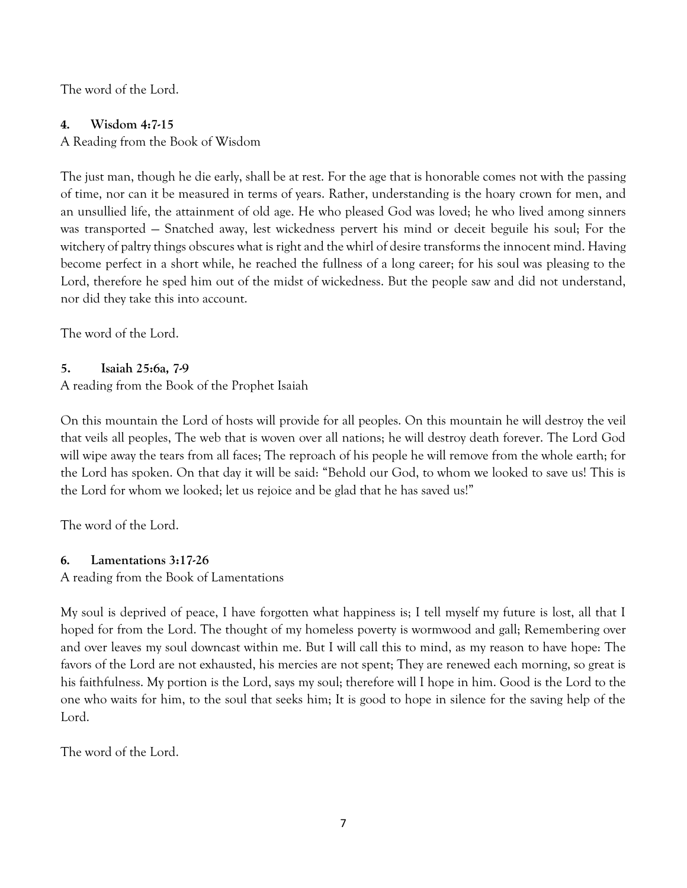The word of the Lord.

**4. Wisdom 4:7-15**

A Reading from the Book of Wisdom

The just man, though he die early, shall be at rest. For the age that is honorable comes not with the passing of time, nor can it be measured in terms of years. Rather, understanding is the hoary crown for men, and an unsullied life, the attainment of old age. He who pleased God was loved; he who lived among sinners was transported — Snatched away, lest wickedness pervert his mind or deceit beguile his soul; For the witchery of paltry things obscures what is right and the whirl of desire transforms the innocent mind. Having become perfect in a short while, he reached the fullness of a long career; for his soul was pleasing to the Lord, therefore he sped him out of the midst of wickedness. But the people saw and did not understand, nor did they take this into account.

The word of the Lord.

**5. Isaiah 25:6a, 7-9**

A reading from the Book of the Prophet Isaiah

On this mountain the Lord of hosts will provide for all peoples. On this mountain he will destroy the veil that veils all peoples, The web that is woven over all nations; he will destroy death forever. The Lord God will wipe away the tears from all faces; The reproach of his people he will remove from the whole earth; for the Lord has spoken. On that day it will be said: "Behold our God, to whom we looked to save us! This is the Lord for whom we looked; let us rejoice and be glad that he has saved us!"

The word of the Lord.

**6. Lamentations 3:17-26**

A reading from the Book of Lamentations

My soul is deprived of peace, I have forgotten what happiness is; I tell myself my future is lost, all that I hoped for from the Lord. The thought of my homeless poverty is wormwood and gall; Remembering over and over leaves my soul downcast within me. But I will call this to mind, as my reason to have hope: The favors of the Lord are not exhausted, his mercies are not spent; They are renewed each morning, so great is his faithfulness. My portion is the Lord, says my soul; therefore will I hope in him. Good is the Lord to the one who waits for him, to the soul that seeks him; It is good to hope in silence for the saving help of the Lord.

The word of the Lord.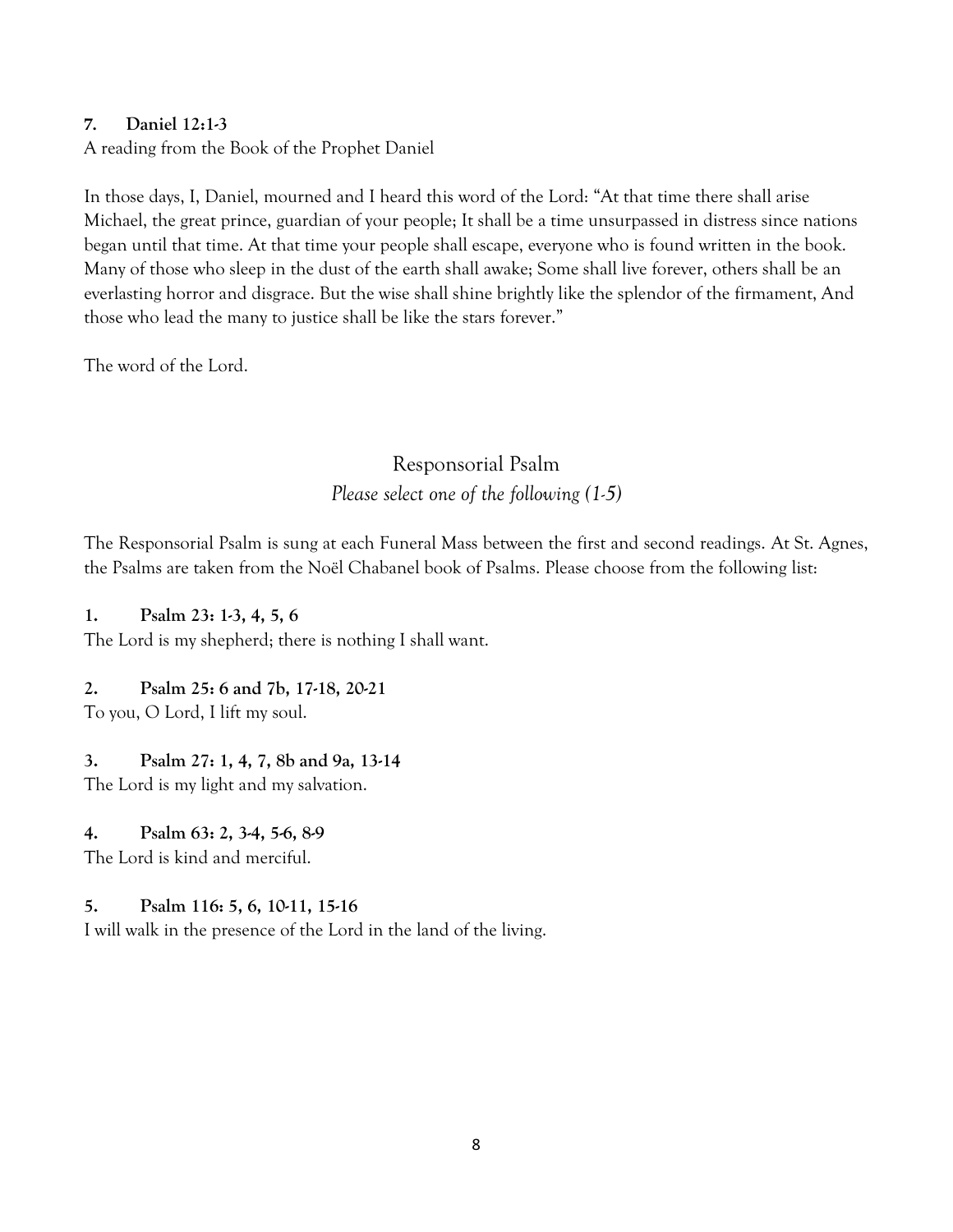**7. Daniel 12:1-3**

A reading from the Book of the Prophet Daniel

In those days, I, Daniel, mourned and I heard this word of the Lord: "At that time there shall arise Michael, the great prince, guardian of your people; It shall be a time unsurpassed in distress since nations began until that time. At that time your people shall escape, everyone who is found written in the book. Many of those who sleep in the dust of the earth shall awake; Some shall live forever, others shall be an everlasting horror and disgrace. But the wise shall shine brightly like the splendor of the firmament, And those who lead the many to justice shall be like the stars forever."

The word of the Lord.

## Responsorial Psalm

*Please select one of the following (1-5)*

The Responsorial Psalm is sung at each Funeral Mass between the first and second readings. At St. Agnes, the Psalms are taken from the Noël Chabanel book of Psalms. Please choose from the following list:

**1. Psalm 23: 1-3, 4, 5, 6**

The Lord is my shepherd; there is nothing I shall want.

**2. Psalm 25: 6 and 7b, 17-18, 20-21**

To you, O Lord, I lift my soul.

**3. Psalm 27: 1, 4, 7, 8b and 9a, 13-14**

The Lord is my light and my salvation.

**4. Psalm 63: 2, 3-4, 5-6, 8-9**

The Lord is kind and merciful.

**5. Psalm 116: 5, 6, 10-11, 15-16**

I will walk in the presence of the Lord in the land of the living.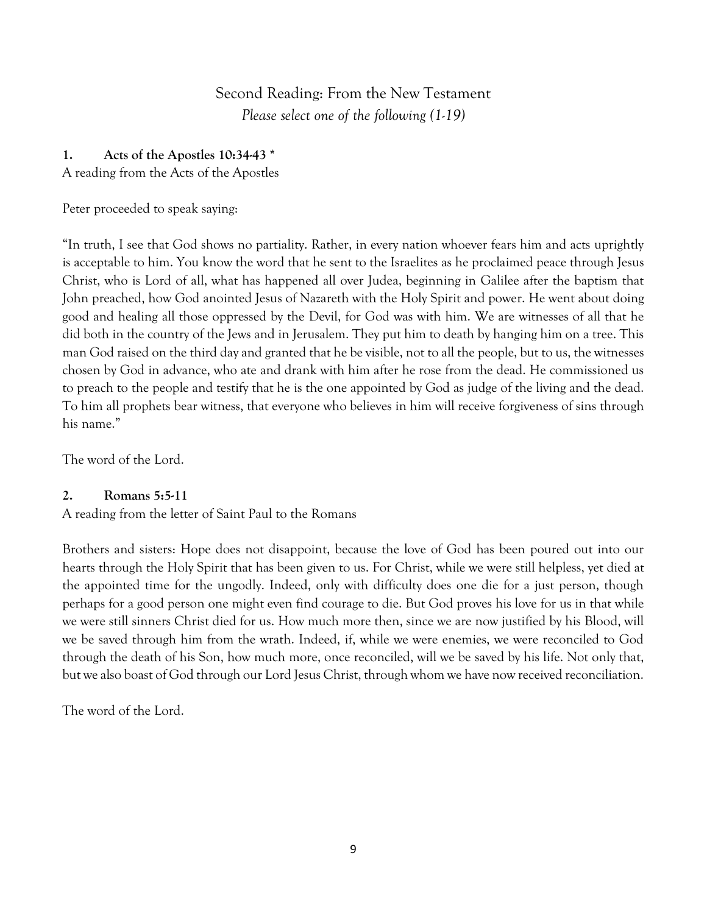## Second Reading: From the New Testament

*Please select one of the following (1-19)*

**1. Acts of the Apostles 10:34-43 ***

A reading from the Acts of the Apostles

Peter proceeded to speak saying:

"In truth, I see that God shows no partiality. Rather, in every nation whoever fears him and acts uprightly is acceptable to him. You know the word that he sent to the Israelites as he proclaimed peace through Jesus Christ, who is Lord of all, what has happened all over Judea, beginning in Galilee after the baptism that John preached, how God anointed Jesus of Nazareth with the Holy Spirit and power. He went about doing good and healing all those oppressed by the Devil, for God was with him. We are witnesses of all that he did both in the country of the Jews and in Jerusalem. They put him to death by hanging him on a tree. This man God raised on the third day and granted that he be visible, not to all the people, but to us, the witnesses chosen by God in advance, who ate and drank with him after he rose from the dead. He commissioned us to preach to the people and testify that he is the one appointed by God as judge of the living and the dead. To him all prophets bear witness, that everyone who believes in him will receive forgiveness of sins through his name."

The word of the Lord.

**2. Romans 5:5-11**

A reading from the letter of Saint Paul to the Romans

Brothers and sisters: Hope does not disappoint, because the love of God has been poured out into our hearts through the Holy Spirit that has been given to us. For Christ, while we were still helpless, yet died at the appointed time for the ungodly. Indeed, only with difficulty does one die for a just person, though perhaps for a good person one might even find courage to die. But God proves his love for us in that while we were still sinners Christ died for us. How much more then, since we are now justified by his Blood, will we be saved through him from the wrath. Indeed, if, while we were enemies, we were reconciled to God through the death of his Son, how much more, once reconciled, will we be saved by his life. Not only that, but we also boast of God through our Lord Jesus Christ, through whom we have now received reconciliation.

The word of the Lord.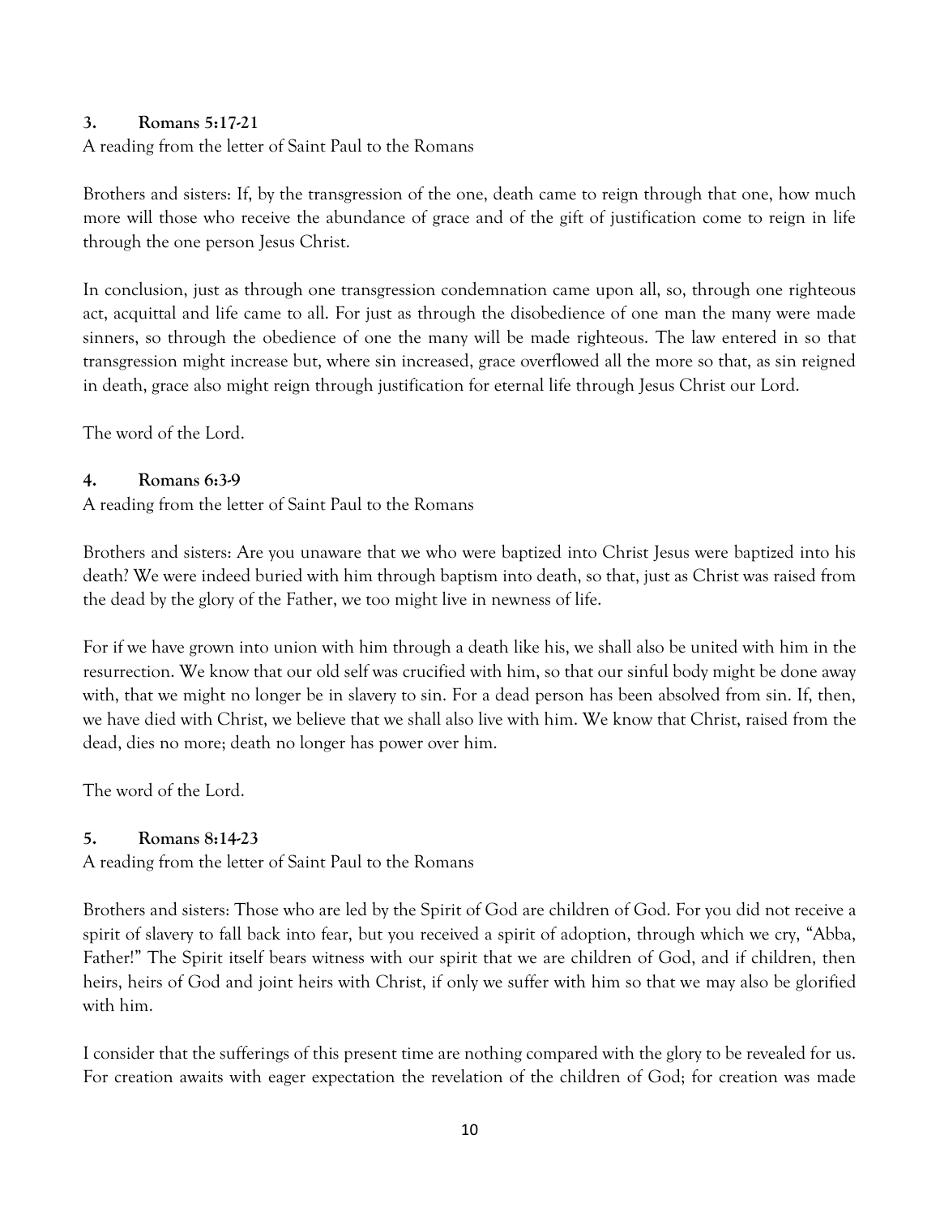**3. Romans 5:17-21**

A reading from the letter of Saint Paul to the Romans

Brothers and sisters: If, by the transgression of the one, death came to reign through that one, how much more will those who receive the abundance of grace and of the gift of justification come to reign in life through the one person Jesus Christ.

In conclusion, just as through one transgression condemnation came upon all, so, through one righteous act, acquittal and life came to all. For just as through the disobedience of one man the many were made sinners, so through the obedience of one the many will be made righteous. The law entered in so that transgression might increase but, where sin increased, grace overflowed all the more so that, as sin reigned in death, grace also might reign through justification for eternal life through Jesus Christ our Lord.

The word of the Lord.

**4. Romans 6:3-9**

A reading from the letter of Saint Paul to the Romans

Brothers and sisters: Are you unaware that we who were baptized into Christ Jesus were baptized into his death? We were indeed buried with him through baptism into death, so that, just as Christ was raised from the dead by the glory of the Father, we too might live in newness of life.

For if we have grown into union with him through a death like his, we shall also be united with him in the resurrection. We know that our old self was crucified with him, so that our sinful body might be done away with, that we might no longer be in slavery to sin. For a dead person has been absolved from sin. If, then, we have died with Christ, we believe that we shall also live with him. We know that Christ, raised from the dead, dies no more; death no longer has power over him.

The word of the Lord.

**5. Romans 8:14-23**

A reading from the letter of Saint Paul to the Romans

Brothers and sisters: Those who are led by the Spirit of God are children of God. For you did not receive a spirit of slavery to fall back into fear, but you received a spirit of adoption, through which we cry, "Abba, Father!" The Spirit itself bears witness with our spirit that we are children of God, and if children, then heirs, heirs of God and joint heirs with Christ, if only we suffer with him so that we may also be glorified with him.

I consider that the sufferings of this present time are nothing compared with the glory to be revealed for us. For creation awaits with eager expectation the revelation of the children of God; for creation was made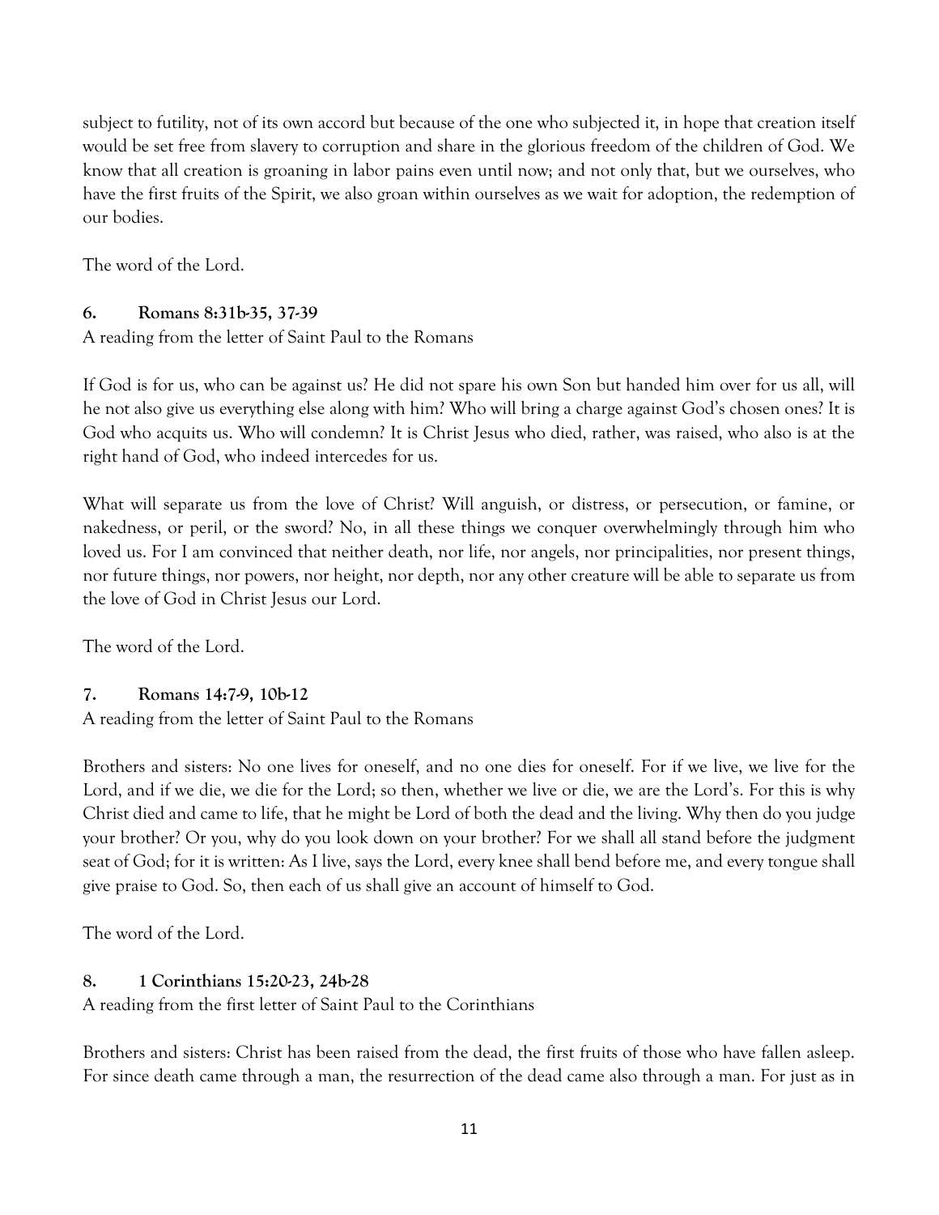subject to futility, not of its own accord but because of the one who subjected it, in hope that creation itself would be set free from slavery to corruption and share in the glorious freedom of the children of God. We know that all creation is groaning in labor pains even until now; and not only that, but we ourselves, who have the first fruits of the Spirit, we also groan within ourselves as we wait for adoption, the redemption of our bodies.

The word of the Lord.

### 6. Romans 8:31b-35, 37-39

A reading from the letter of Saint Paul to the Romans

If God is for us, who can be against us? He did not spare his own Son but handed him over for us all, will he not also give us everything else along with him? Who will bring a charge against God's chosen ones? It is God who acquits us. Who will condemn? It is Christ Jesus who died, rather, was raised, who also is at the right hand of God, who indeed intercedes for us.

What will separate us from the love of Christ? Will anguish, or distress, or persecution, or famine, or nakedness, or peril, or the sword? No, in all these things we conquer overwhelmingly through him who loved us. For I am convinced that neither death, nor life, nor angels, nor principalities, nor present things, nor future things, nor powers, nor height, nor depth, nor any other creature will be able to separate us from the love of God in Christ Jesus our Lord.

The word of the Lord.

### 7. Romans 14:7-9, 10b-12

A reading from the letter of Saint Paul to the Romans

Brothers and sisters: No one lives for oneself, and no one dies for oneself. For if we live, we live for the Lord, and if we die, we die for the Lord; so then, whether we live or die, we are the Lord's. For this is why Christ died and came to life, that he might be Lord of both the dead and the living. Why then do you judge your brother? Or you, why do you look down on your brother? For we shall all stand before the judgment seat of God; for it is written: As I live, says the Lord, every knee shall bend before me, and every tongue shall give praise to God. So, then each of us shall give an account of himself to God.

The word of the Lord.

### 8. 1 Corinthians 15:20-23, 24b-28

A reading from the first letter of Saint Paul to the Corinthians

Brothers and sisters: Christ has been raised from the dead, the first fruits of those who have fallen asleep. For since death came through a man, the resurrection of the dead came also through a man. For just as in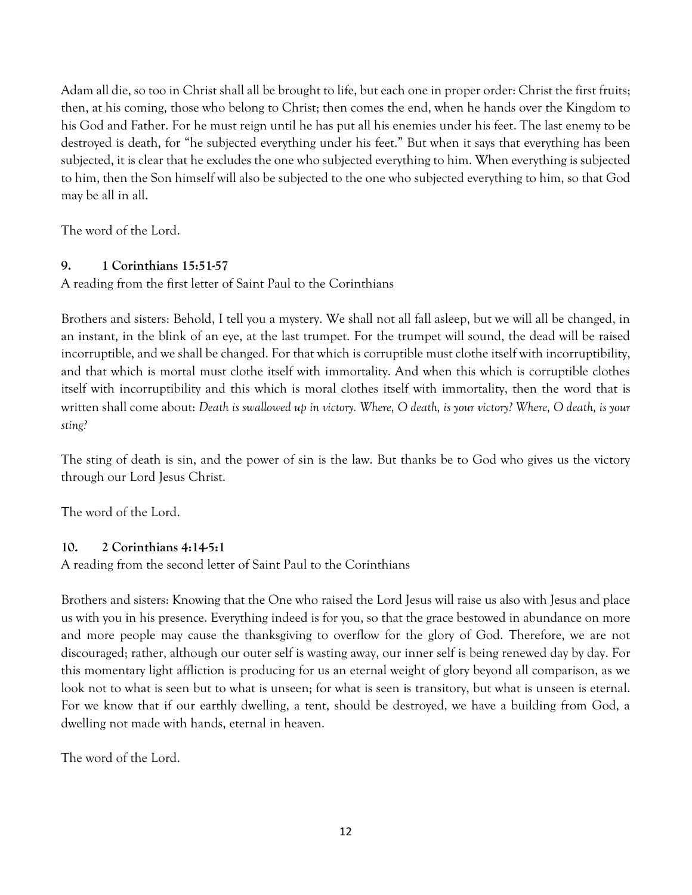Adam all die, so too in Christ shall all be brought to life, but each one in proper order: Christ the first fruits; then, at his coming, those who belong to Christ; then comes the end, when he hands over the Kingdom to his God and Father. For he must reign until he has put all his enemies under his feet. The last enemy to be destroyed is death, for "he subjected everything under his feet." But when it says that everything has been subjected, it is clear that he excludes the one who subjected everything to him. When everything is subjected to him, then the Son himself will also be subjected to the one who subjected everything to him, so that God may be all in all.

The word of the Lord.

### 9. 1 Corinthians 15:51-57

A reading from the first letter of Saint Paul to the Corinthians

Brothers and sisters: Behold, I tell you a mystery. We shall not all fall asleep, but we will all be changed, in an instant, in the blink of an eye, at the last trumpet. For the trumpet will sound, the dead will be raised incorruptible, and we shall be changed. For that which is corruptible must clothe itself with incorruptibility, and that which is mortal must clothe itself with immortality. And when this which is corruptible clothes itself with incorruptibility and this which is moral clothes itself with immortality, then the word that is written shall come about: *Death is swallowed up in victory. Where, O death, is your victory? Where, O death, is your sting?*

The sting of death is sin, and the power of sin is the law. But thanks be to God who gives us the victory through our Lord Jesus Christ.

The word of the Lord.

### 10. 2 Corinthians 4:14-5:1

A reading from the second letter of Saint Paul to the Corinthians

Brothers and sisters: Knowing that the One who raised the Lord Jesus will raise us also with Jesus and place us with you in his presence. Everything indeed is for you, so that the grace bestowed in abundance on more and more people may cause the thanksgiving to overflow for the glory of God. Therefore, we are not discouraged; rather, although our outer self is wasting away, our inner self is being renewed day by day. For this momentary light affliction is producing for us an eternal weight of glory beyond all comparison, as we look not to what is seen but to what is unseen; for what is seen is transitory, but what is unseen is eternal. For we know that if our earthly dwelling, a tent, should be destroyed, we have a building from God, a dwelling not made with hands, eternal in heaven.

The word of the Lord.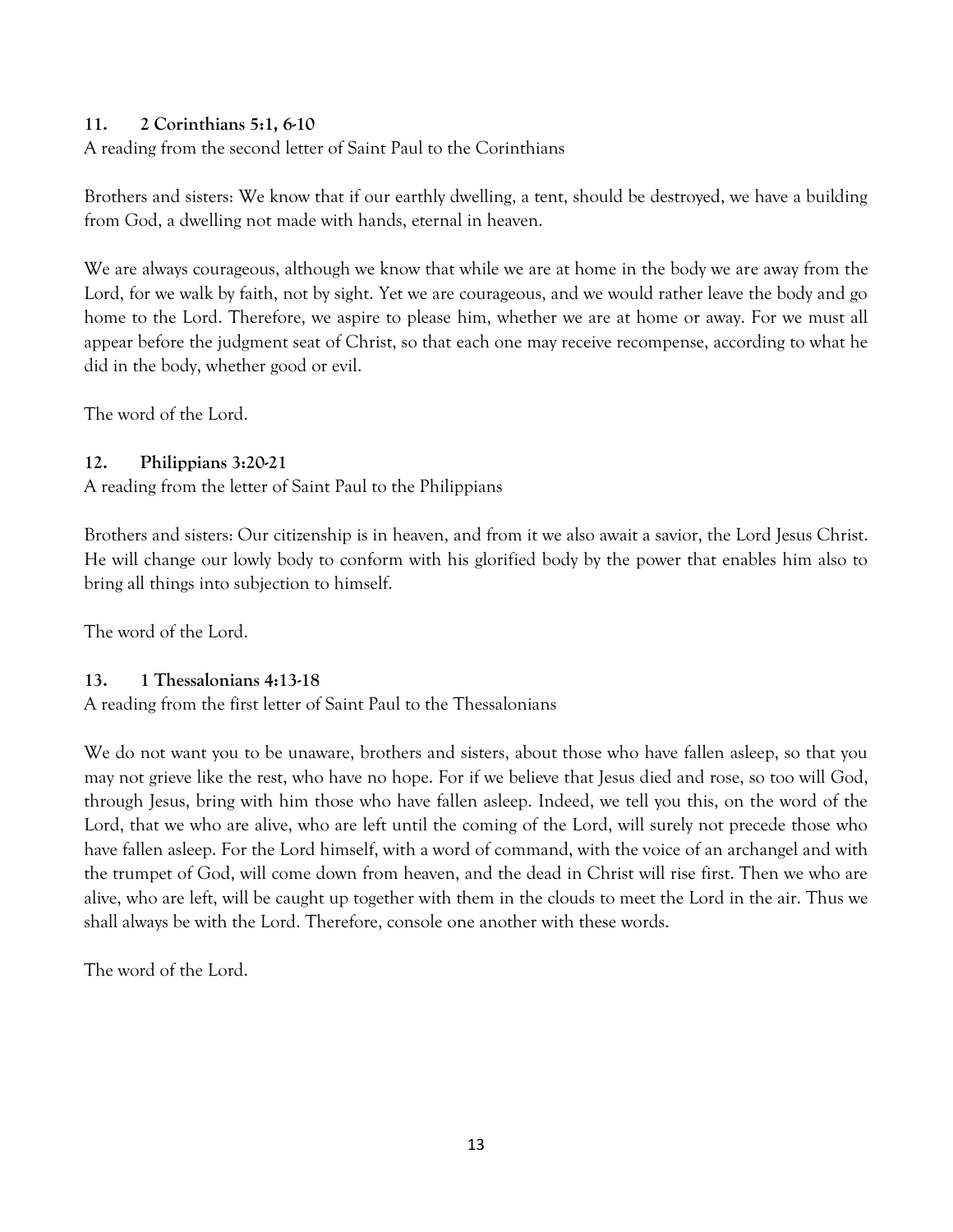**11. 2 Corinthians 5:1, 6-10**

A reading from the second letter of Saint Paul to the Corinthians

Brothers and sisters: We know that if our earthly dwelling, a tent, should be destroyed, we have a building from God, a dwelling not made with hands, eternal in heaven.

We are always courageous, although we know that while we are at home in the body we are away from the Lord, for we walk by faith, not by sight. Yet we are courageous, and we would rather leave the body and go home to the Lord. Therefore, we aspire to please him, whether we are at home or away. For we must all appear before the judgment seat of Christ, so that each one may receive recompense, according to what he did in the body, whether good or evil.

The word of the Lord.

**12. Philippians 3:20-21**

A reading from the letter of Saint Paul to the Philippians

Brothers and sisters: Our citizenship is in heaven, and from it we also await a savior, the Lord Jesus Christ. He will change our lowly body to conform with his glorified body by the power that enables him also to bring all things into subjection to himself.

The word of the Lord.

**13. 1 Thessalonians 4:13-18**

A reading from the first letter of Saint Paul to the Thessalonians

We do not want you to be unaware, brothers and sisters, about those who have fallen asleep, so that you may not grieve like the rest, who have no hope. For if we believe that Jesus died and rose, so too will God, through Jesus, bring with him those who have fallen asleep. Indeed, we tell you this, on the word of the Lord, that we who are alive, who are left until the coming of the Lord, will surely not precede those who have fallen asleep. For the Lord himself, with a word of command, with the voice of an archangel and with the trumpet of God, will come down from heaven, and the dead in Christ will rise first. Then we who are alive, who are left, will be caught up together with them in the clouds to meet the Lord in the air. Thus we shall always be with the Lord. Therefore, console one another with these words.

The word of the Lord.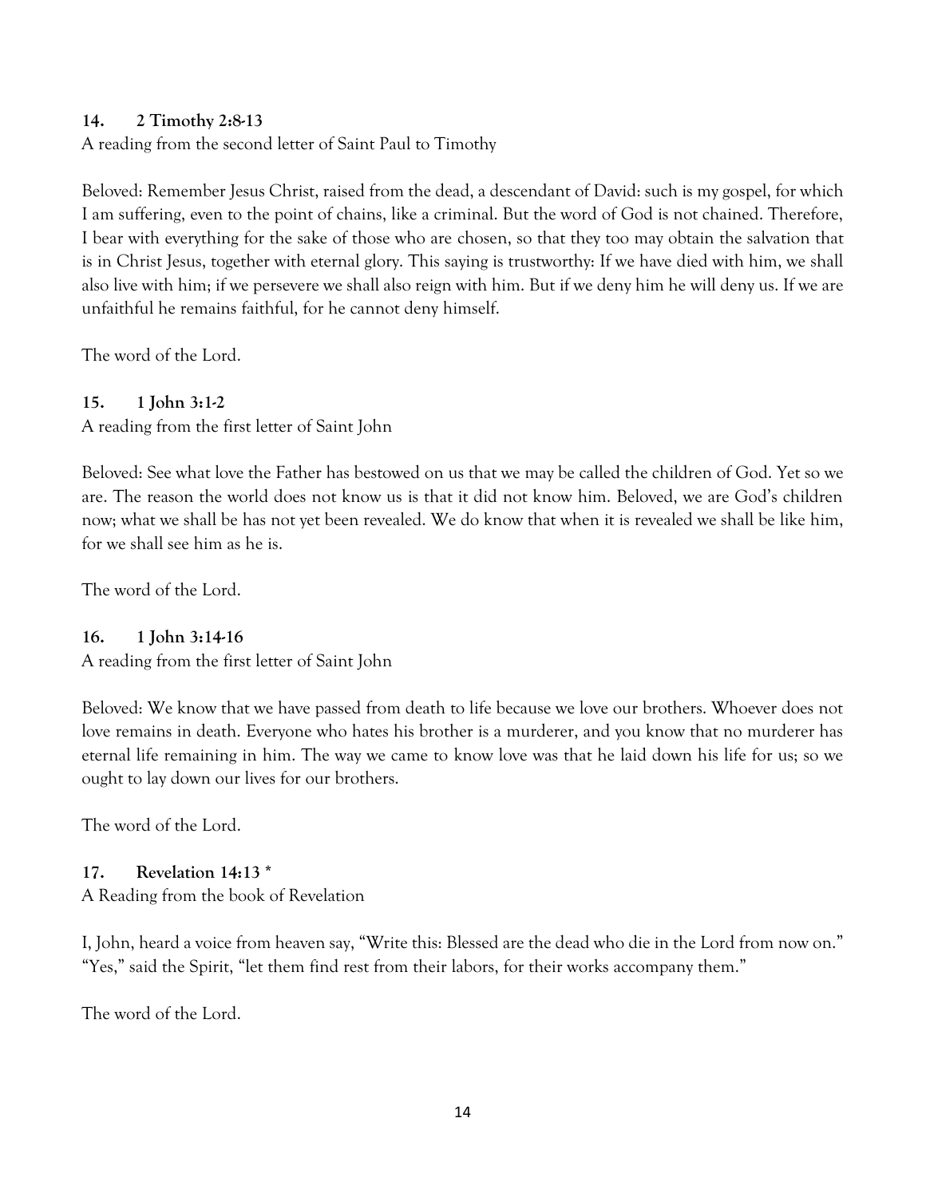**14. 2 Timothy 2:8-13**

A reading from the second letter of Saint Paul to Timothy

Beloved: Remember Jesus Christ, raised from the dead, a descendant of David: such is my gospel, for which I am suffering, even to the point of chains, like a criminal. But the word of God is not chained. Therefore, I bear with everything for the sake of those who are chosen, so that they too may obtain the salvation that is in Christ Jesus, together with eternal glory. This saying is trustworthy: If we have died with him, we shall also live with him; if we persevere we shall also reign with him. But if we deny him he will deny us. If we are unfaithful he remains faithful, for he cannot deny himself.

The word of the Lord.

**15. 1 John 3:1-2**

A reading from the first letter of Saint John

Beloved: See what love the Father has bestowed on us that we may be called the children of God. Yet so we are. The reason the world does not know us is that it did not know him. Beloved, we are God's children now; what we shall be has not yet been revealed. We do know that when it is revealed we shall be like him, for we shall see him as he is.

The word of the Lord.

**16. 1 John 3:14-16**

A reading from the first letter of Saint John

Beloved: We know that we have passed from death to life because we love our brothers. Whoever does not love remains in death. Everyone who hates his brother is a murderer, and you know that no murderer has eternal life remaining in him. The way we came to know love was that he laid down his life for us; so we ought to lay down our lives for our brothers.

The word of the Lord.

**17. Revelation 14:13 \***

A Reading from the book of Revelation

I, John, heard a voice from heaven say, "Write this: Blessed are the dead who die in the Lord from now on." "Yes," said the Spirit, "let them find rest from their labors, for their works accompany them."

The word of the Lord.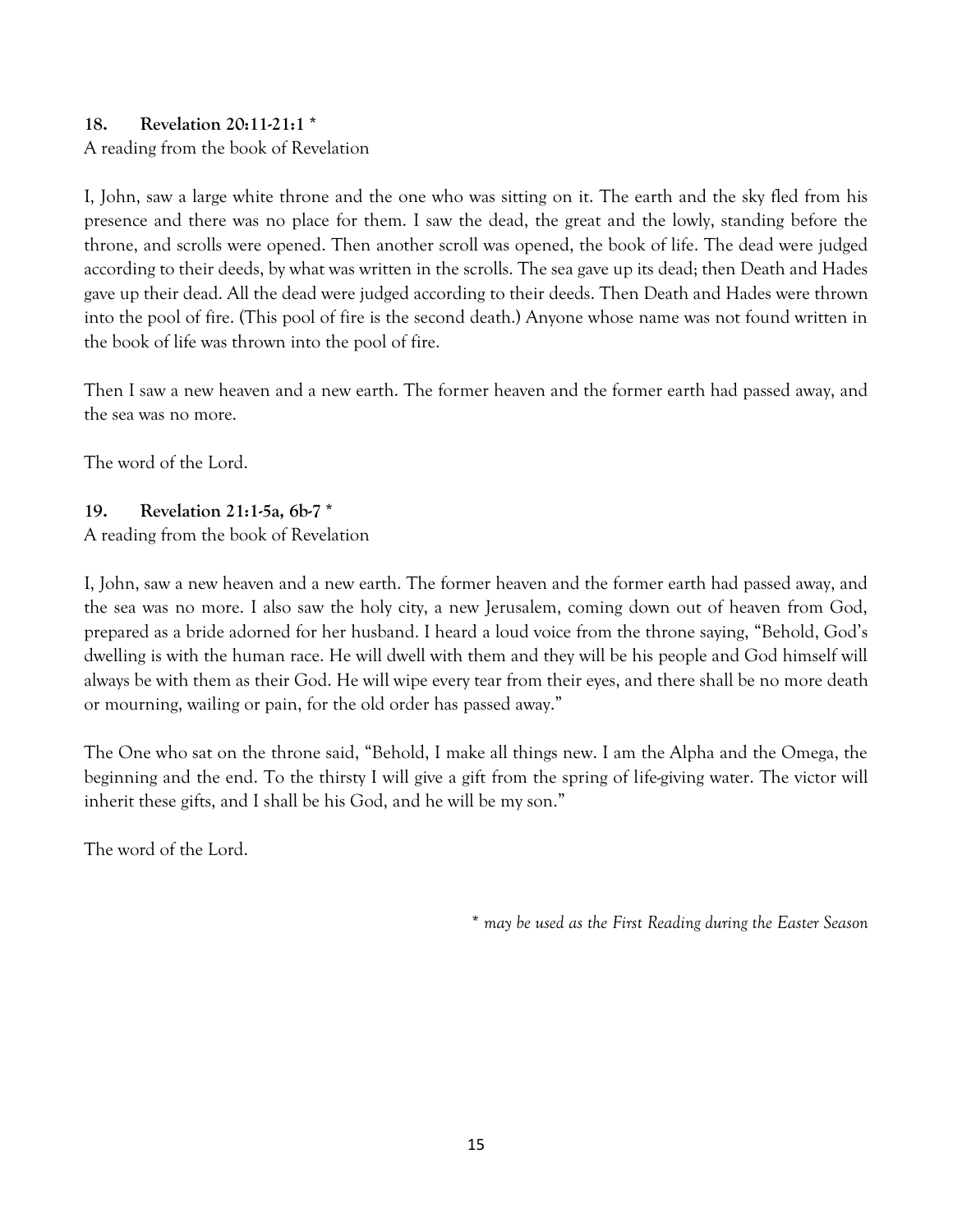**18. Revelation 20:11-21:1 ***

A reading from the book of Revelation

I, John, saw a large white throne and the one who was sitting on it. The earth and the sky fled from his presence and there was no place for them. I saw the dead, the great and the lowly, standing before the throne, and scrolls were opened. Then another scroll was opened, the book of life. The dead were judged according to their deeds, by what was written in the scrolls. The sea gave up its dead; then Death and Hades gave up their dead. All the dead were judged according to their deeds. Then Death and Hades were thrown into the pool of fire. (This pool of fire is the second death.) Anyone whose name was not found written in the book of life was thrown into the pool of fire.

Then I saw a new heaven and a new earth. The former heaven and the former earth had passed away, and the sea was no more.

The word of the Lord.

**19. Revelation 21:1-5a, 6b-7 ***

A reading from the book of Revelation

I, John, saw a new heaven and a new earth. The former heaven and the former earth had passed away, and the sea was no more. I also saw the holy city, a new Jerusalem, coming down out of heaven from God, prepared as a bride adorned for her husband. I heard a loud voice from the throne saying, "Behold, God's dwelling is with the human race. He will dwell with them and they will be his people and God himself will always be with them as their God. He will wipe every tear from their eyes, and there shall be no more death or mourning, wailing or pain, for the old order has passed away."

The One who sat on the throne said, "Behold, I make all things new. I am the Alpha and the Omega, the beginning and the end. To the thirsty I will give a gift from the spring of life-giving water. The victor will inherit these gifts, and I shall be his God, and he will be my son."

The word of the Lord.

*\* may be used as the First Reading during the Easter Season*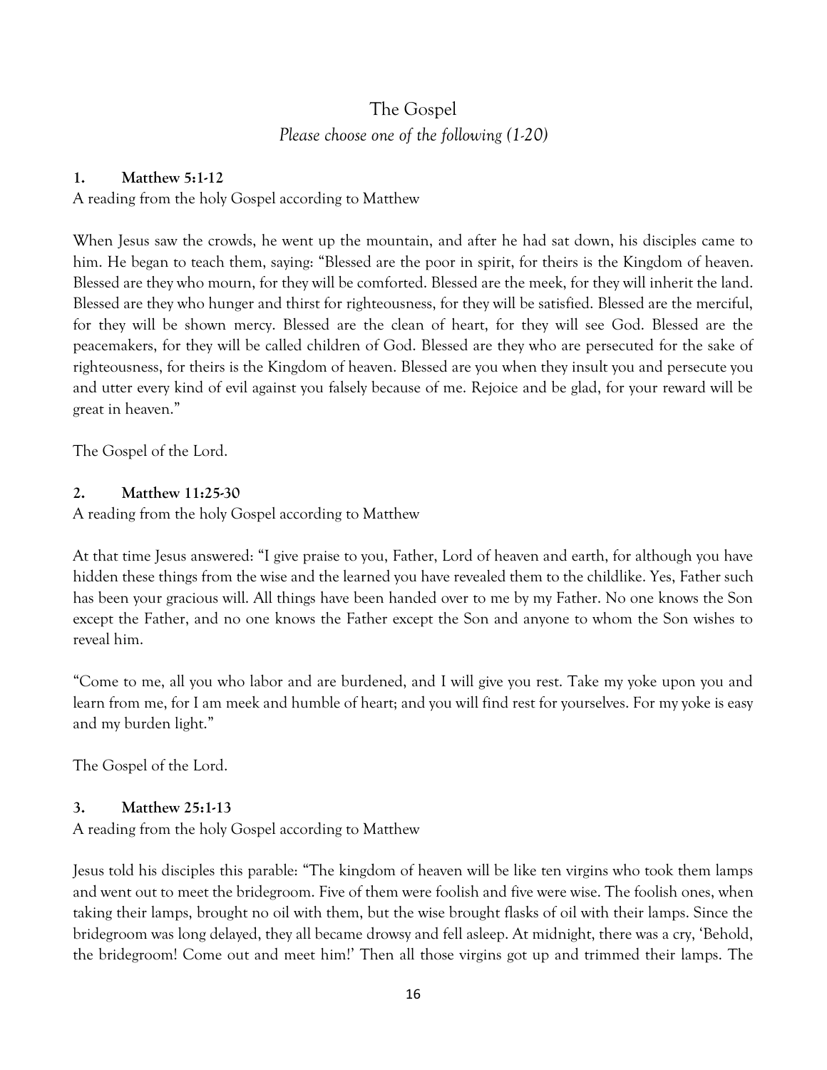## The Gospel

*Please choose one of the following (1-20)*

### 1. Matthew 5:1-12

A reading from the holy Gospel according to Matthew

When Jesus saw the crowds, he went up the mountain, and after he had sat down, his disciples came to him. He began to teach them, saying: "Blessed are the poor in spirit, for theirs is the Kingdom of heaven. Blessed are they who mourn, for they will be comforted. Blessed are the meek, for they will inherit the land. Blessed are they who hunger and thirst for righteousness, for they will be satisfied. Blessed are the merciful, for they will be shown mercy. Blessed are the clean of heart, for they will see God. Blessed are the peacemakers, for they will be called children of God. Blessed are they who are persecuted for the sake of righteousness, for theirs is the Kingdom of heaven. Blessed are you when they insult you and persecute you and utter every kind of evil against you falsely because of me. Rejoice and be glad, for your reward will be great in heaven."

The Gospel of the Lord.

### 2. Matthew 11:25-30

A reading from the holy Gospel according to Matthew

At that time Jesus answered: "I give praise to you, Father, Lord of heaven and earth, for although you have hidden these things from the wise and the learned you have revealed them to the childlike. Yes, Father such has been your gracious will. All things have been handed over to me by my Father. No one knows the Son except the Father, and no one knows the Father except the Son and anyone to whom the Son wishes to reveal him.

"Come to me, all you who labor and are burdened, and I will give you rest. Take my yoke upon you and learn from me, for I am meek and humble of heart; and you will find rest for yourselves. For my yoke is easy and my burden light."

The Gospel of the Lord.

### 3. Matthew 25:1-13

A reading from the holy Gospel according to Matthew

Jesus told his disciples this parable: "The kingdom of heaven will be like ten virgins who took them lamps and went out to meet the bridegroom. Five of them were foolish and five were wise. The foolish ones, when taking their lamps, brought no oil with them, but the wise brought flasks of oil with their lamps. Since the bridegroom was long delayed, they all became drowsy and fell asleep. At midnight, there was a cry, 'Behold, the bridegroom! Come out and meet him!' Then all those virgins got up and trimmed their lamps. The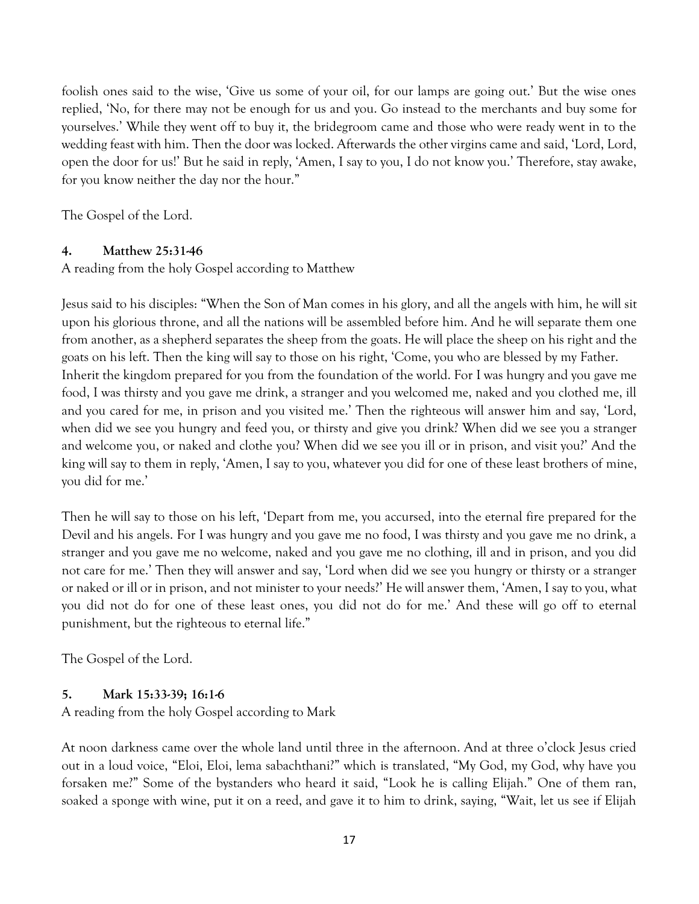foolish ones said to the wise, 'Give us some of your oil, for our lamps are going out.' But the wise ones replied, 'No, for there may not be enough for us and you. Go instead to the merchants and buy some for yourselves.' While they went off to buy it, the bridegroom came and those who were ready went in to the wedding feast with him. Then the door was locked. Afterwards the other virgins came and said, 'Lord, Lord, open the door for us!' But he said in reply, 'Amen, I say to you, I do not know you.' Therefore, stay awake, for you know neither the day nor the hour."

The Gospel of the Lord.

**4. Matthew 25:31-46**

A reading from the holy Gospel according to Matthew

Jesus said to his disciples: "When the Son of Man comes in his glory, and all the angels with him, he will sit upon his glorious throne, and all the nations will be assembled before him. And he will separate them one from another, as a shepherd separates the sheep from the goats. He will place the sheep on his right and the goats on his left. Then the king will say to those on his right, 'Come, you who are blessed by my Father. Inherit the kingdom prepared for you from the foundation of the world. For I was hungry and you gave me food, I was thirsty and you gave me drink, a stranger and you welcomed me, naked and you clothed me, ill and you cared for me, in prison and you visited me.' Then the righteous will answer him and say, 'Lord, when did we see you hungry and feed you, or thirsty and give you drink? When did we see you a stranger and welcome you, or naked and clothe you? When did we see you ill or in prison, and visit you?' And the king will say to them in reply, 'Amen, I say to you, whatever you did for one of these least brothers of mine, you did for me.'

Then he will say to those on his left, 'Depart from me, you accursed, into the eternal fire prepared for the Devil and his angels. For I was hungry and you gave me no food, I was thirsty and you gave me no drink, a stranger and you gave me no welcome, naked and you gave me no clothing, ill and in prison, and you did not care for me.' Then they will answer and say, 'Lord when did we see you hungry or thirsty or a stranger or naked or ill or in prison, and not minister to your needs?' He will answer them, 'Amen, I say to you, what you did not do for one of these least ones, you did not do for me.' And these will go off to eternal punishment, but the righteous to eternal life."

The Gospel of the Lord.

**5. Mark 15:33-39; 16:1-6**

A reading from the holy Gospel according to Mark

At noon darkness came over the whole land until three in the afternoon. And at three o'clock Jesus cried out in a loud voice, "Eloi, Eloi, lema sabachthani?" which is translated, "My God, my God, why have you forsaken me?" Some of the bystanders who heard it said, "Look he is calling Elijah." One of them ran, soaked a sponge with wine, put it on a reed, and gave it to him to drink, saying, "Wait, let us see if Elijah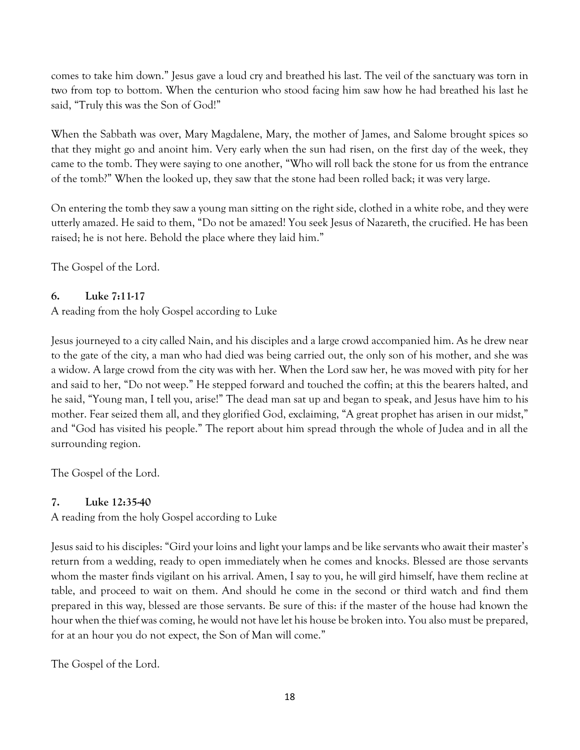comes to take him down." Jesus gave a loud cry and breathed his last. The veil of the sanctuary was torn in two from top to bottom. When the centurion who stood facing him saw how he had breathed his last he said, "Truly this was the Son of God!"

When the Sabbath was over, Mary Magdalene, Mary, the mother of James, and Salome brought spices so that they might go and anoint him. Very early when the sun had risen, on the first day of the week, they came to the tomb. They were saying to one another, "Who will roll back the stone for us from the entrance of the tomb?" When the looked up, they saw that the stone had been rolled back; it was very large.

On entering the tomb they saw a young man sitting on the right side, clothed in a white robe, and they were utterly amazed. He said to them, "Do not be amazed! You seek Jesus of Nazareth, the crucified. He has been raised; he is not here. Behold the place where they laid him."

The Gospel of the Lord.

### 6. Luke 7:11-17

A reading from the holy Gospel according to Luke

Jesus journeyed to a city called Nain, and his disciples and a large crowd accompanied him. As he drew near to the gate of the city, a man who had died was being carried out, the only son of his mother, and she was a widow. A large crowd from the city was with her. When the Lord saw her, he was moved with pity for her and said to her, "Do not weep." He stepped forward and touched the coffin; at this the bearers halted, and he said, "Young man, I tell you, arise!" The dead man sat up and began to speak, and Jesus have him to his mother. Fear seized them all, and they glorified God, exclaiming, "A great prophet has arisen in our midst," and "God has visited his people." The report about him spread through the whole of Judea and in all the surrounding region.

The Gospel of the Lord.

### 7. Luke 12:35-40

A reading from the holy Gospel according to Luke

Jesus said to his disciples: "Gird your loins and light your lamps and be like servants who await their master's return from a wedding, ready to open immediately when he comes and knocks. Blessed are those servants whom the master finds vigilant on his arrival. Amen, I say to you, he will gird himself, have them recline at table, and proceed to wait on them. And should he come in the second or third watch and find them prepared in this way, blessed are those servants. Be sure of this: if the master of the house had known the hour when the thief was coming, he would not have let his house be broken into. You also must be prepared, for at an hour you do not expect, the Son of Man will come."

The Gospel of the Lord.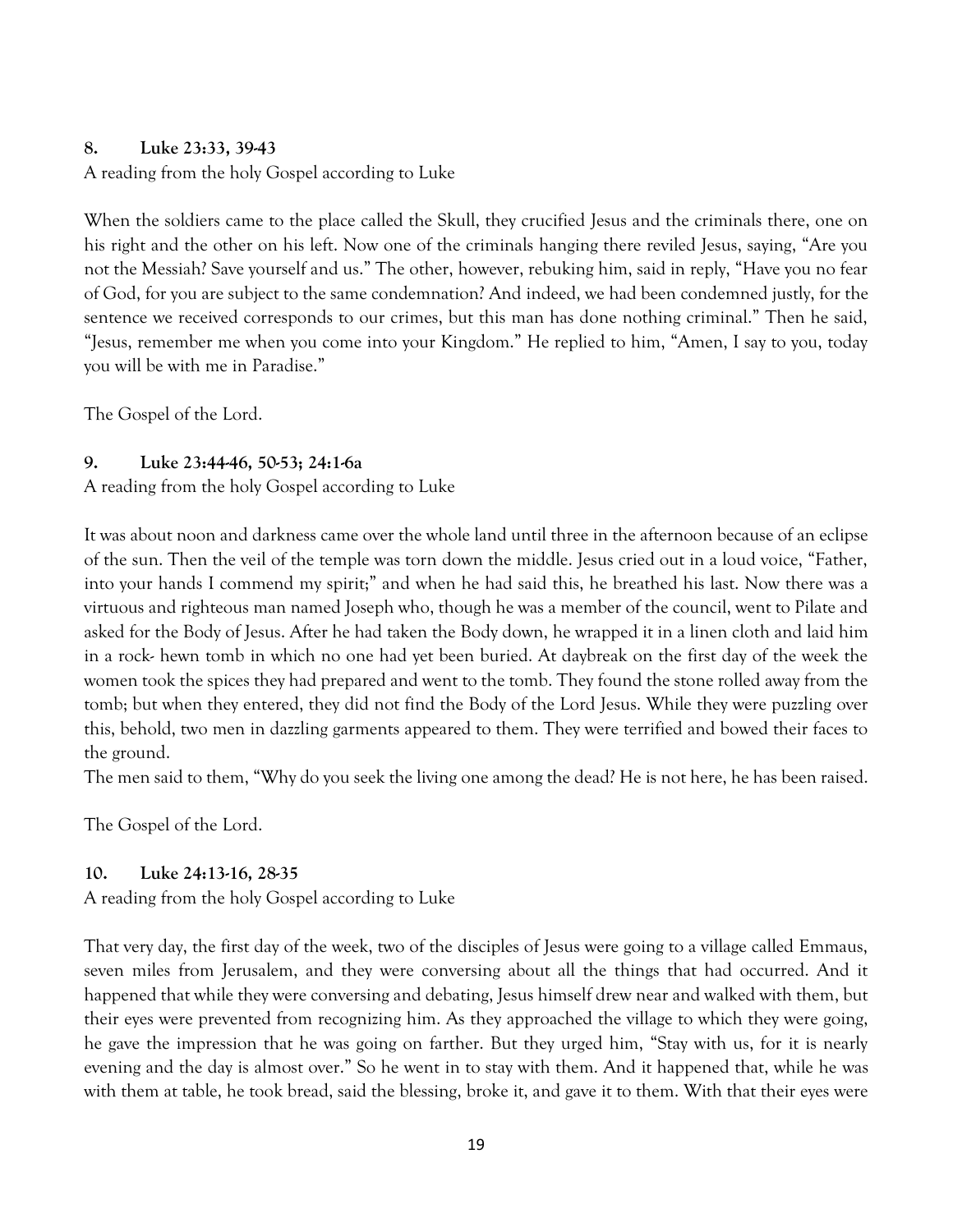**8. Luke 23:33, 39-43**

A reading from the holy Gospel according to Luke

When the soldiers came to the place called the Skull, they crucified Jesus and the criminals there, one on his right and the other on his left. Now one of the criminals hanging there reviled Jesus, saying, "Are you not the Messiah? Save yourself and us." The other, however, rebuking him, said in reply, "Have you no fear of God, for you are subject to the same condemnation? And indeed, we had been condemned justly, for the sentence we received corresponds to our crimes, but this man has done nothing criminal." Then he said, "Jesus, remember me when you come into your Kingdom." He replied to him, "Amen, I say to you, today you will be with me in Paradise."

The Gospel of the Lord.

**9. Luke 23:44-46, 50-53; 24:1-6a**

A reading from the holy Gospel according to Luke

It was about noon and darkness came over the whole land until three in the afternoon because of an eclipse of the sun. Then the veil of the temple was torn down the middle. Jesus cried out in a loud voice, "Father, into your hands I commend my spirit;" and when he had said this, he breathed his last. Now there was a virtuous and righteous man named Joseph who, though he was a member of the council, went to Pilate and asked for the Body of Jesus. After he had taken the Body down, he wrapped it in a linen cloth and laid him in a rock- hewn tomb in which no one had yet been buried. At daybreak on the first day of the week the women took the spices they had prepared and went to the tomb. They found the stone rolled away from the tomb; but when they entered, they did not find the Body of the Lord Jesus. While they were puzzling over this, behold, two men in dazzling garments appeared to them. They were terrified and bowed their faces to the ground.

The men said to them, "Why do you seek the living one among the dead? He is not here, he has been raised.

The Gospel of the Lord.

**10. Luke 24:13-16, 28-35**

A reading from the holy Gospel according to Luke

That very day, the first day of the week, two of the disciples of Jesus were going to a village called Emmaus, seven miles from Jerusalem, and they were conversing about all the things that had occurred. And it happened that while they were conversing and debating, Jesus himself drew near and walked with them, but their eyes were prevented from recognizing him. As they approached the village to which they were going, he gave the impression that he was going on farther. But they urged him, "Stay with us, for it is nearly evening and the day is almost over." So he went in to stay with them. And it happened that, while he was with them at table, he took bread, said the blessing, broke it, and gave it to them. With that their eyes were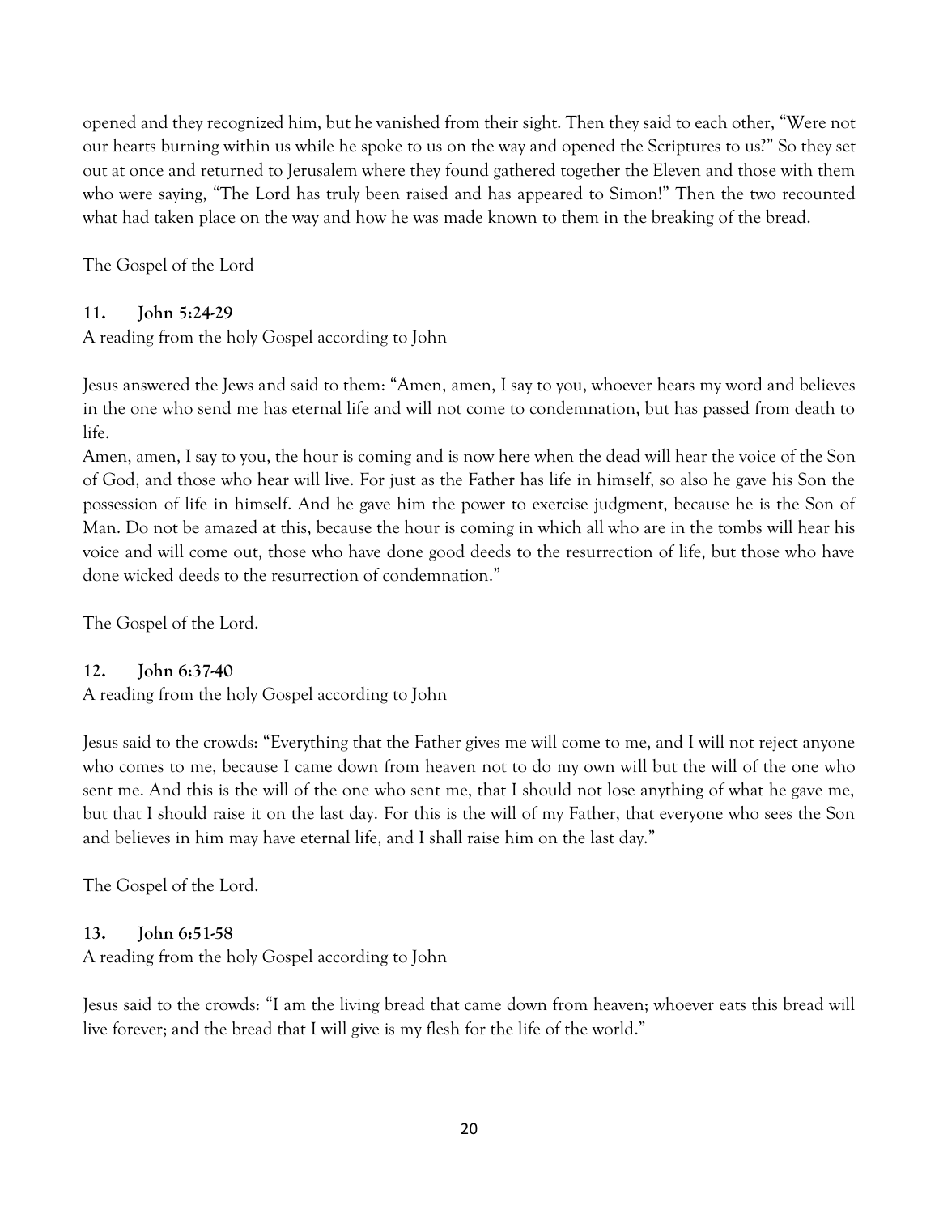opened and they recognized him, but he vanished from their sight. Then they said to each other, "Were not our hearts burning within us while he spoke to us on the way and opened the Scriptures to us?" So they set out at once and returned to Jerusalem where they found gathered together the Eleven and those with them who were saying, "The Lord has truly been raised and has appeared to Simon!" Then the two recounted what had taken place on the way and how he was made known to them in the breaking of the bread.

The Gospel of the Lord

**11. John 5:24-29**

A reading from the holy Gospel according to John

Jesus answered the Jews and said to them: "Amen, amen, I say to you, whoever hears my word and believes in the one who send me has eternal life and will not come to condemnation, but has passed from death to life.
Amen, amen, I say to you, the hour is coming and is now here when the dead will hear the voice of the Son of God, and those who hear will live. For just as the Father has life in himself, so also he gave his Son the possession of life in himself. And he gave him the power to exercise judgment, because he is the Son of Man. Do not be amazed at this, because the hour is coming in which all who are in the tombs will hear his voice and will come out, those who have done good deeds to the resurrection of life, but those who have done wicked deeds to the resurrection of condemnation."

The Gospel of the Lord.

**12. John 6:37-40**

A reading from the holy Gospel according to John

Jesus said to the crowds: "Everything that the Father gives me will come to me, and I will not reject anyone who comes to me, because I came down from heaven not to do my own will but the will of the one who sent me. And this is the will of the one who sent me, that I should not lose anything of what he gave me, but that I should raise it on the last day. For this is the will of my Father, that everyone who sees the Son and believes in him may have eternal life, and I shall raise him on the last day."

The Gospel of the Lord.

**13. John 6:51-58**

A reading from the holy Gospel according to John

Jesus said to the crowds: "I am the living bread that came down from heaven; whoever eats this bread will live forever; and the bread that I will give is my flesh for the life of the world."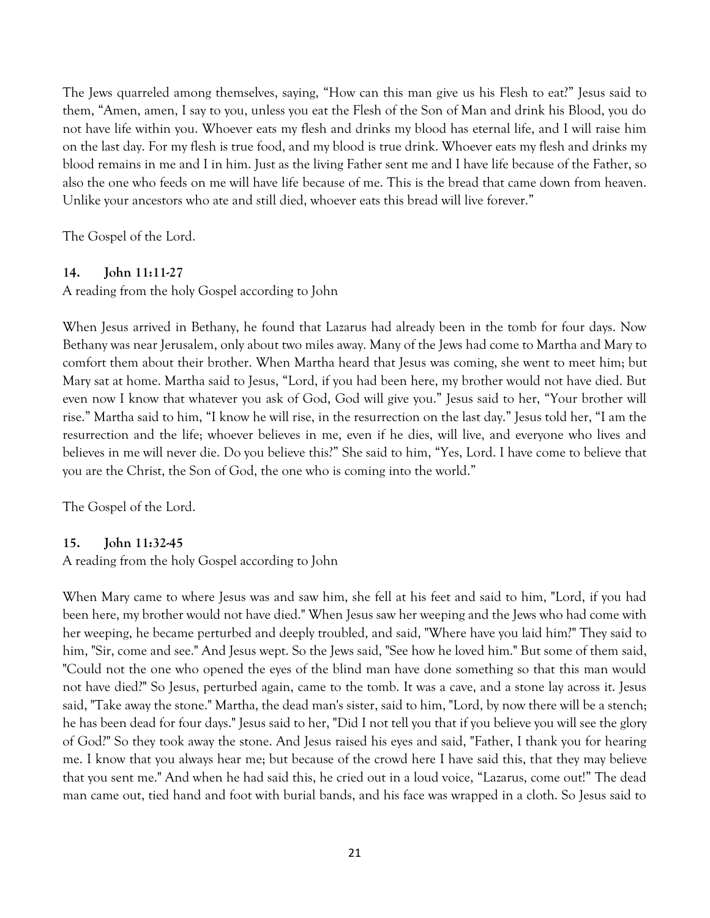The Jews quarreled among themselves, saying, “How can this man give us his Flesh to eat?” Jesus said to them, “Amen, amen, I say to you, unless you eat the Flesh of the Son of Man and drink his Blood, you do not have life within you. Whoever eats my flesh and drinks my blood has eternal life, and I will raise him on the last day. For my flesh is true food, and my blood is true drink. Whoever eats my flesh and drinks my blood remains in me and I in him. Just as the living Father sent me and I have life because of the Father, so also the one who feeds on me will have life because of me. This is the bread that came down from heaven. Unlike your ancestors who ate and still died, whoever eats this bread will live forever.”

The Gospel of the Lord.

**14. John 11:11-27**

A reading from the holy Gospel according to John

When Jesus arrived in Bethany, he found that Lazarus had already been in the tomb for four days. Now Bethany was near Jerusalem, only about two miles away. Many of the Jews had come to Martha and Mary to comfort them about their brother. When Martha heard that Jesus was coming, she went to meet him; but Mary sat at home. Martha said to Jesus, “Lord, if you had been here, my brother would not have died. But even now I know that whatever you ask of God, God will give you.” Jesus said to her, “Your brother will rise.” Martha said to him, “I know he will rise, in the resurrection on the last day.” Jesus told her, “I am the resurrection and the life; whoever believes in me, even if he dies, will live, and everyone who lives and believes in me will never die. Do you believe this?” She said to him, “Yes, Lord. I have come to believe that you are the Christ, the Son of God, the one who is coming into the world.”

The Gospel of the Lord.

**15. John 11:32-45**

A reading from the holy Gospel according to John

When Mary came to where Jesus was and saw him, she fell at his feet and said to him, "Lord, if you had been here, my brother would not have died." When Jesus saw her weeping and the Jews who had come with her weeping, he became perturbed and deeply troubled, and said, "Where have you laid him?" They said to him, "Sir, come and see." And Jesus wept. So the Jews said, "See how he loved him." But some of them said, "Could not the one who opened the eyes of the blind man have done something so that this man would not have died?" So Jesus, perturbed again, came to the tomb. It was a cave, and a stone lay across it. Jesus said, "Take away the stone." Martha, the dead man's sister, said to him, "Lord, by now there will be a stench; he has been dead for four days." Jesus said to her, "Did I not tell you that if you believe you will see the glory of God?" So they took away the stone. And Jesus raised his eyes and said, "Father, I thank you for hearing me. I know that you always hear me; but because of the crowd here I have said this, that they may believe that you sent me." And when he had said this, he cried out in a loud voice, “Lazarus, come out!” The dead man came out, tied hand and foot with burial bands, and his face was wrapped in a cloth. So Jesus said to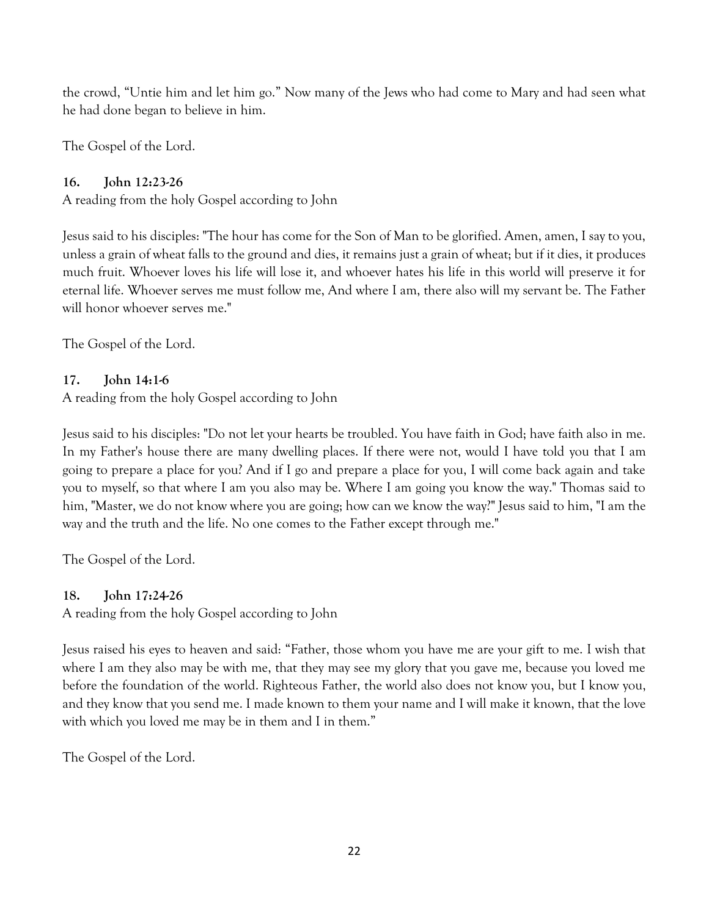the crowd, "Untie him and let him go." Now many of the Jews who had come to Mary and had seen what he had done began to believe in him.

The Gospel of the Lord.

**16. John 12:23-26**

A reading from the holy Gospel according to John

Jesus said to his disciples: "The hour has come for the Son of Man to be glorified. Amen, amen, I say to you, unless a grain of wheat falls to the ground and dies, it remains just a grain of wheat; but if it dies, it produces much fruit. Whoever loves his life will lose it, and whoever hates his life in this world will preserve it for eternal life. Whoever serves me must follow me, And where I am, there also will my servant be. The Father will honor whoever serves me."

The Gospel of the Lord.

**17. John 14:1-6**

A reading from the holy Gospel according to John

Jesus said to his disciples: "Do not let your hearts be troubled. You have faith in God; have faith also in me. In my Father's house there are many dwelling places. If there were not, would I have told you that I am going to prepare a place for you? And if I go and prepare a place for you, I will come back again and take you to myself, so that where I am you also may be. Where I am going you know the way." Thomas said to him, "Master, we do not know where you are going; how can we know the way?" Jesus said to him, "I am the way and the truth and the life. No one comes to the Father except through me."

The Gospel of the Lord.

**18. John 17:24-26**

A reading from the holy Gospel according to John

Jesus raised his eyes to heaven and said: "Father, those whom you have me are your gift to me. I wish that where I am they also may be with me, that they may see my glory that you gave me, because you loved me before the foundation of the world. Righteous Father, the world also does not know you, but I know you, and they know that you send me. I made known to them your name and I will make it known, that the love with which you loved me may be in them and I in them."

The Gospel of the Lord.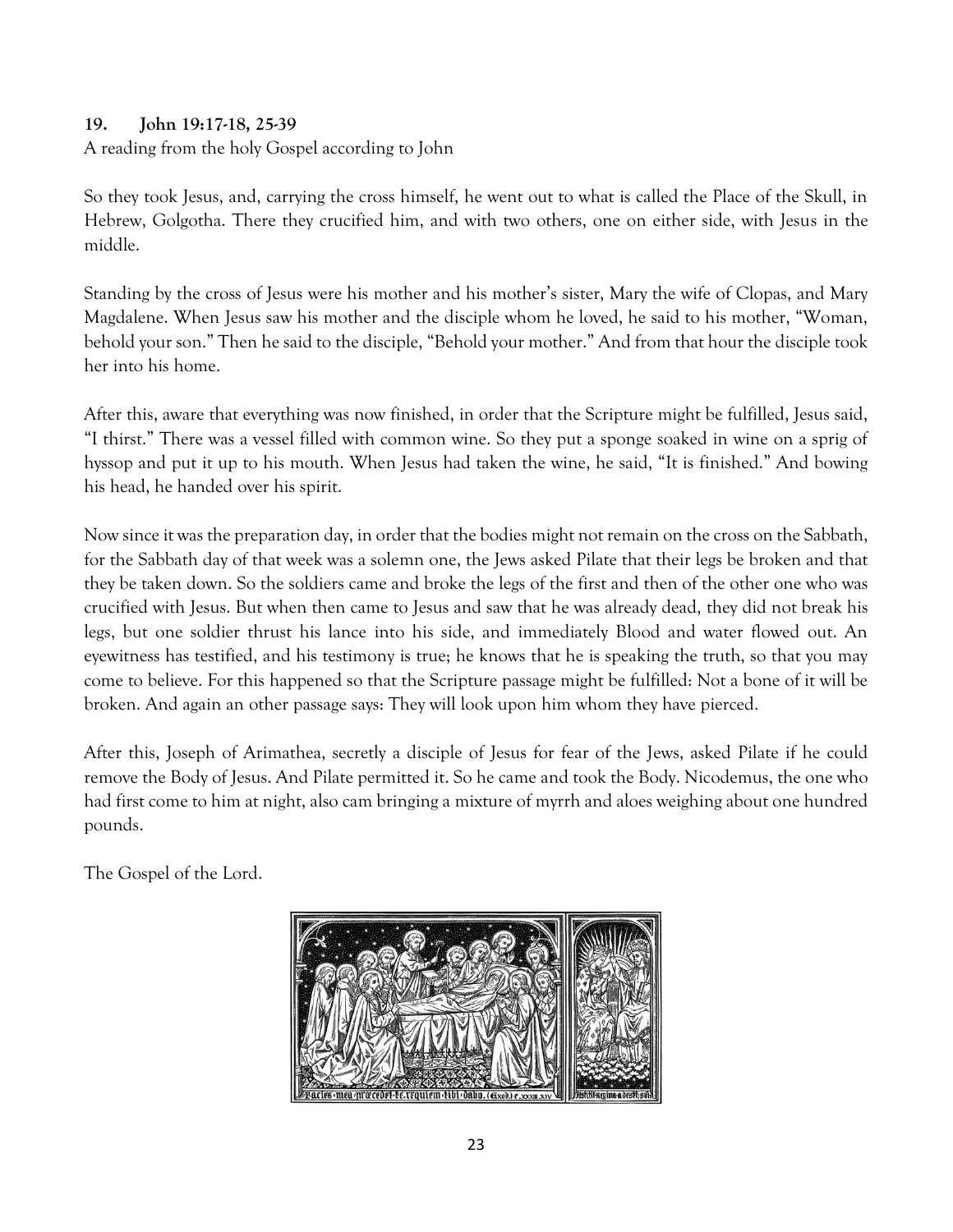**19. John 19:17-18, 25-39**

A reading from the holy Gospel according to John

So they took Jesus, and, carrying the cross himself, he went out to what is called the Place of the Skull, in Hebrew, Golgotha. There they crucified him, and with two others, one on either side, with Jesus in the middle.

Standing by the cross of Jesus were his mother and his mother's sister, Mary the wife of Clopas, and Mary Magdalene. When Jesus saw his mother and the disciple whom he loved, he said to his mother, "Woman, behold your son." Then he said to the disciple, "Behold your mother." And from that hour the disciple took her into his home.

After this, aware that everything was now finished, in order that the Scripture might be fulfilled, Jesus said, "I thirst." There was a vessel filled with common wine. So they put a sponge soaked in wine on a sprig of hyssop and put it up to his mouth. When Jesus had taken the wine, he said, "It is finished." And bowing his head, he handed over his spirit.

Now since it was the preparation day, in order that the bodies might not remain on the cross on the Sabbath, for the Sabbath day of that week was a solemn one, the Jews asked Pilate that their legs be broken and that they be taken down. So the soldiers came and broke the legs of the first and then of the other one who was crucified with Jesus. But when then came to Jesus and saw that he was already dead, they did not break his legs, but one soldier thrust his lance into his side, and immediately Blood and water flowed out. An eyewitness has testified, and his testimony is true; he knows that he is speaking the truth, so that you may come to believe. For this happened so that the Scripture passage might be fulfilled: Not a bone of it will be broken. And again an other passage says: They will look upon him whom they have pierced.

After this, Joseph of Arimathea, secretly a disciple of Jesus for fear of the Jews, asked Pilate if he could remove the Body of Jesus. And Pilate permitted it. So he came and took the Body. Nicodemus, the one who had first come to him at night, also cam bringing a mixture of myrrh and aloes weighing about one hundred pounds.

The Gospel of the Lord.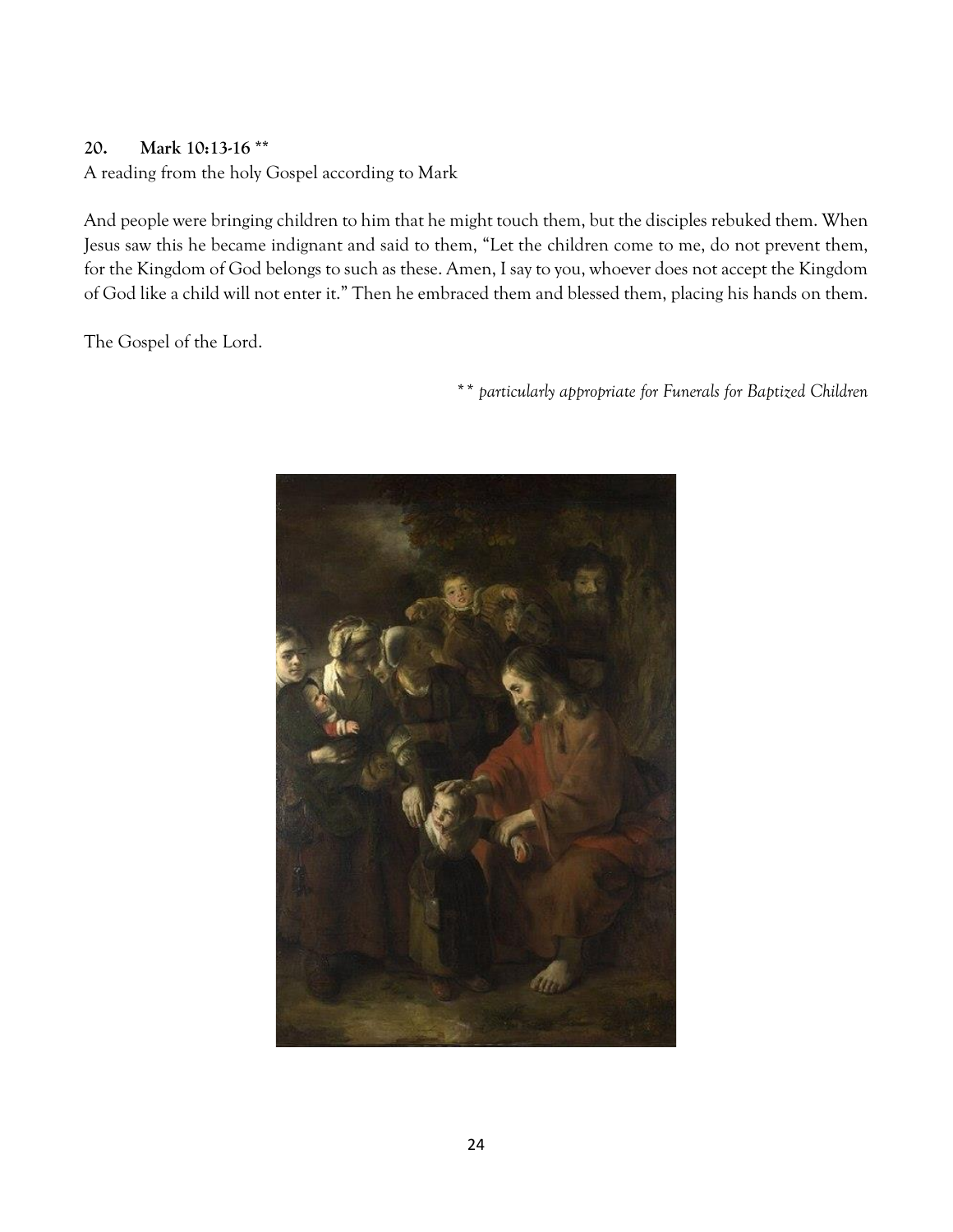**20. Mark 10:13-16 ****

A reading from the holy Gospel according to Mark

And people were bringing children to him that he might touch them, but the disciples rebuked them. When Jesus saw this he became indignant and said to them, "Let the children come to me, do not prevent them, for the Kingdom of God belongs to such as these. Amen, I say to you, whoever does not accept the Kingdom of God like a child will not enter it." Then he embraced them and blessed them, placing his hands on them.

The Gospel of the Lord.

*** particularly appropriate for Funerals for Baptized Children*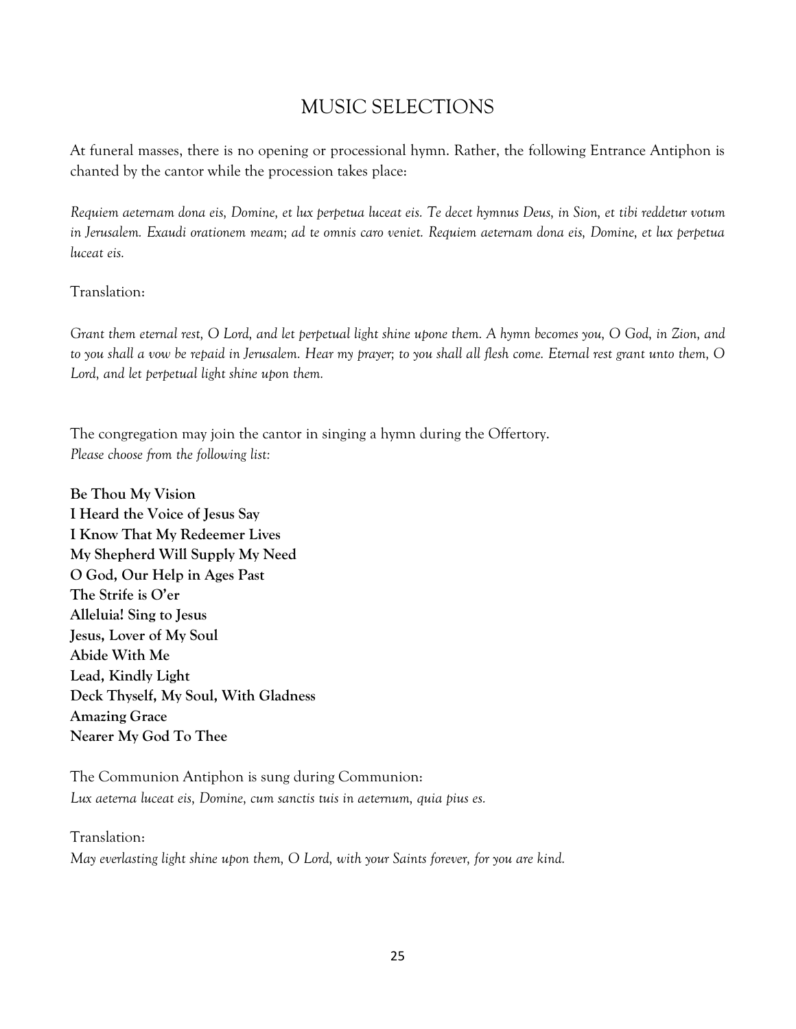# MUSIC SELECTIONS

At funeral masses, there is no opening or processional hymn. Rather, the following Entrance Antiphon is chanted by the cantor while the procession takes place:

*Requiem aeternam dona eis, Domine, et lux perpetua luceat eis. Te decet hymnus Deus, in Sion, et tibi reddetur votum in Jerusalem. Exaudi orationem meam; ad te omnis caro veniet. Requiem aeternam dona eis, Domine, et lux perpetua luceat eis.*

Translation:

*Grant them eternal rest, O Lord, and let perpetual light shine upone them. A hymn becomes you, O God, in Zion, and to you shall a vow be repaid in Jerusalem. Hear my prayer; to you shall all flesh come. Eternal rest grant unto them, O Lord, and let perpetual light shine upon them.*

The congregation may join the cantor in singing a hymn during the Offertory.
*Please choose from the following list:*

**Be Thou My Vision**
**I Heard the Voice of Jesus Say**
**I Know That My Redeemer Lives**
**My Shepherd Will Supply My Need**
**O God, Our Help in Ages Past**
**The Strife is O'er**
**Alleluia! Sing to Jesus**
**Jesus, Lover of My Soul**
**Abide With Me**
**Lead, Kindly Light**
**Deck Thyself, My Soul, With Gladness**
**Amazing Grace**
**Nearer My God To Thee**

The Communion Antiphon is sung during Communion:
*Lux aeterna luceat eis, Domine, cum sanctis tuis in aeternum, quia pius es.*

Translation:
*May everlasting light shine upon them, O Lord, with your Saints forever, for you are kind.*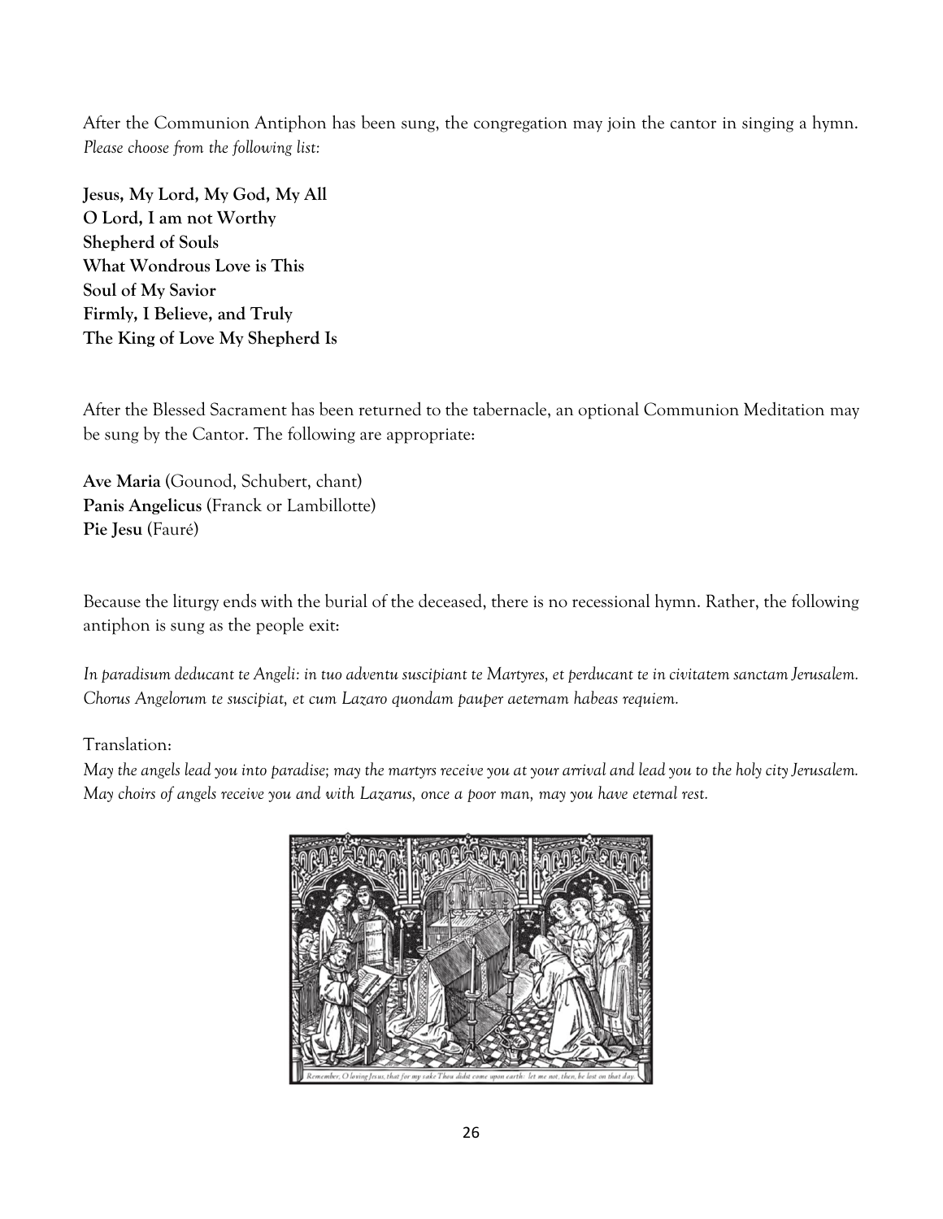After the Communion Antiphon has been sung, the congregation may join the cantor in singing a hymn. *Please choose from the following list:*

**Jesus, My Lord, My God, My All**
**O Lord, I am not Worthy**
**Shepherd of Souls**
**What Wondrous Love is This**
**Soul of My Savior**
**Firmly, I Believe, and Truly**
**The King of Love My Shepherd Is**

After the Blessed Sacrament has been returned to the tabernacle, an optional Communion Meditation may be sung by the Cantor. The following are appropriate:

**Ave Maria** (Gounod, Schubert, chant)
**Panis Angelicus** (Franck or Lambillotte)
**Pie Jesu** (Fauré)

Because the liturgy ends with the burial of the deceased, there is no recessional hymn. Rather, the following antiphon is sung as the people exit:

*In paradisum deducant te Angeli: in tuo adventu suscipiant te Martyres, et perducant te in civitatem sanctam Jerusalem. Chorus Angelorum te suscipiat, et cum Lazaro quondam pauper aeternam habeas requiem.*

Translation:
*May the angels lead you into paradise; may the martyrs receive you at your arrival and lead you to the holy city Jerusalem. May choirs of angels receive you and with Lazarus, once a poor man, may you have eternal rest.*

*Remember, O loving Jesus, that for my sake Thou didst come upon earth: let me not, then, be lost on that day.*